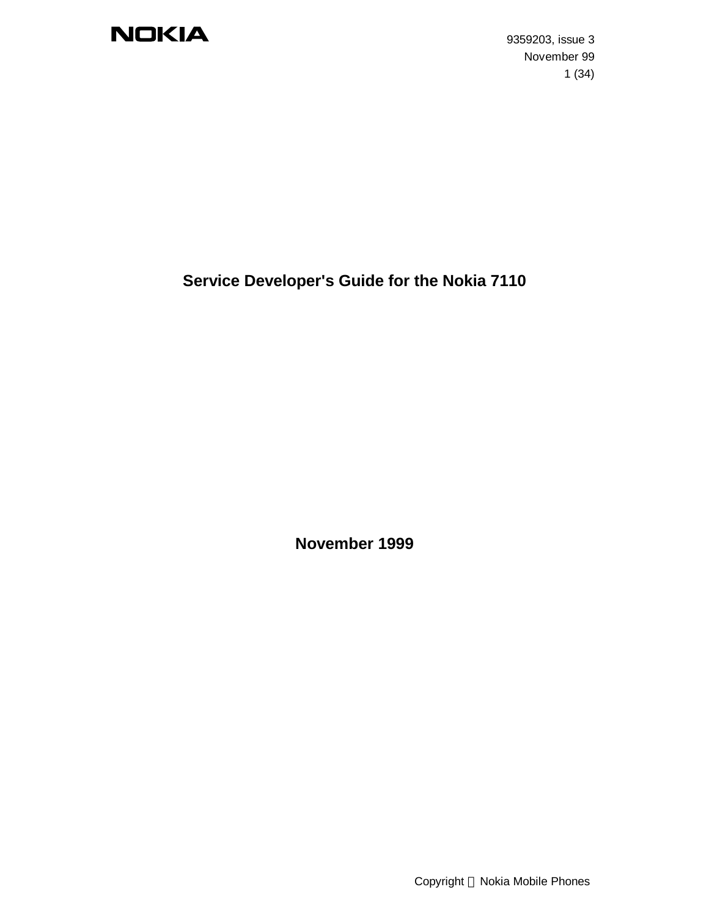9359203, issue 3
November 99

# Service Developer's Guide for the Nokia 7110

**November 1999**

Copyright © Nokia Mobile Phones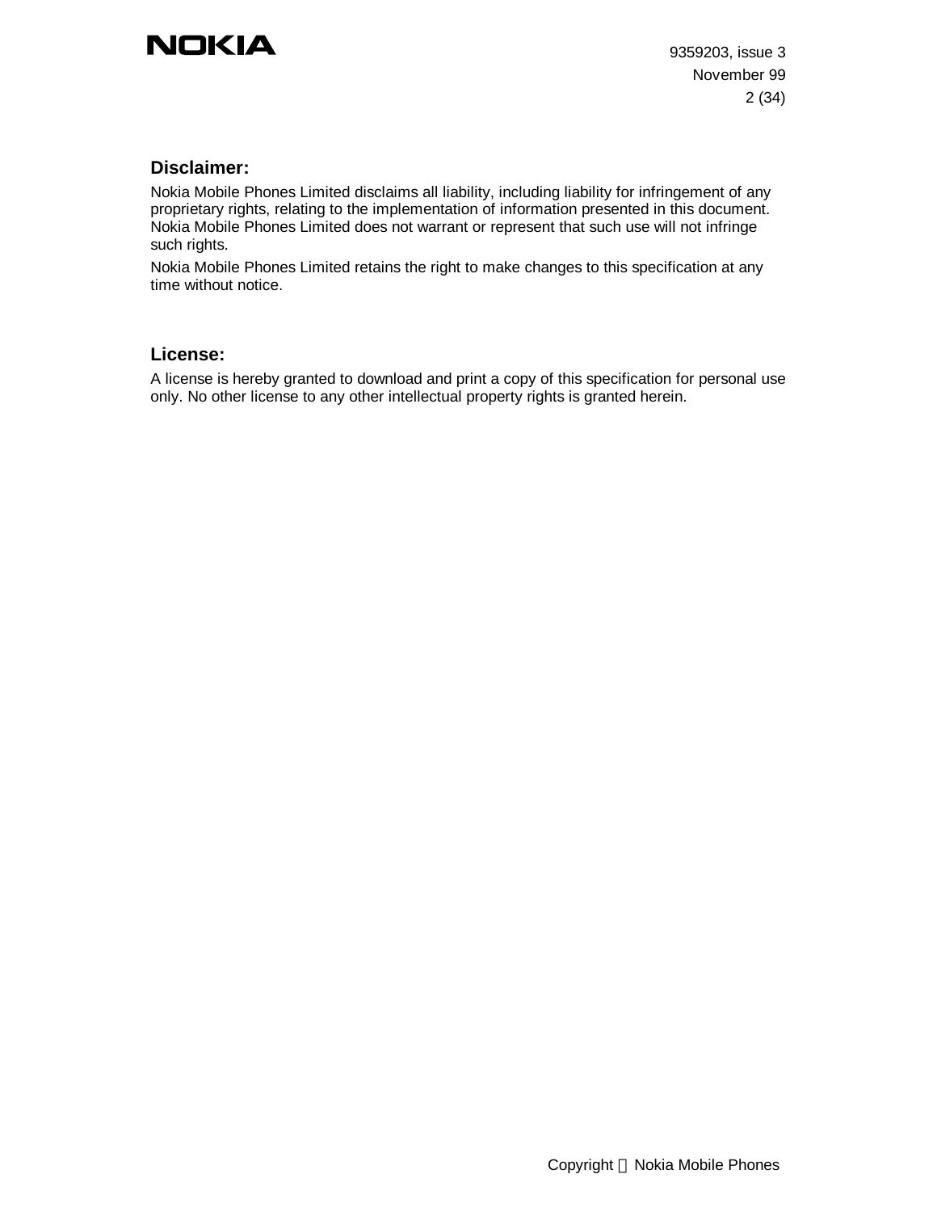## Disclaimer:

Nokia Mobile Phones Limited disclaims all liability, including liability for infringement of any proprietary rights, relating to the implementation of information presented in this document. Nokia Mobile Phones Limited does not warrant or represent that such use will not infringe such rights.

Nokia Mobile Phones Limited retains the right to make changes to this specification at any time without notice.

## License:

A license is hereby granted to download and print a copy of this specification for personal use only. No other license to any other intellectual property rights is granted herein.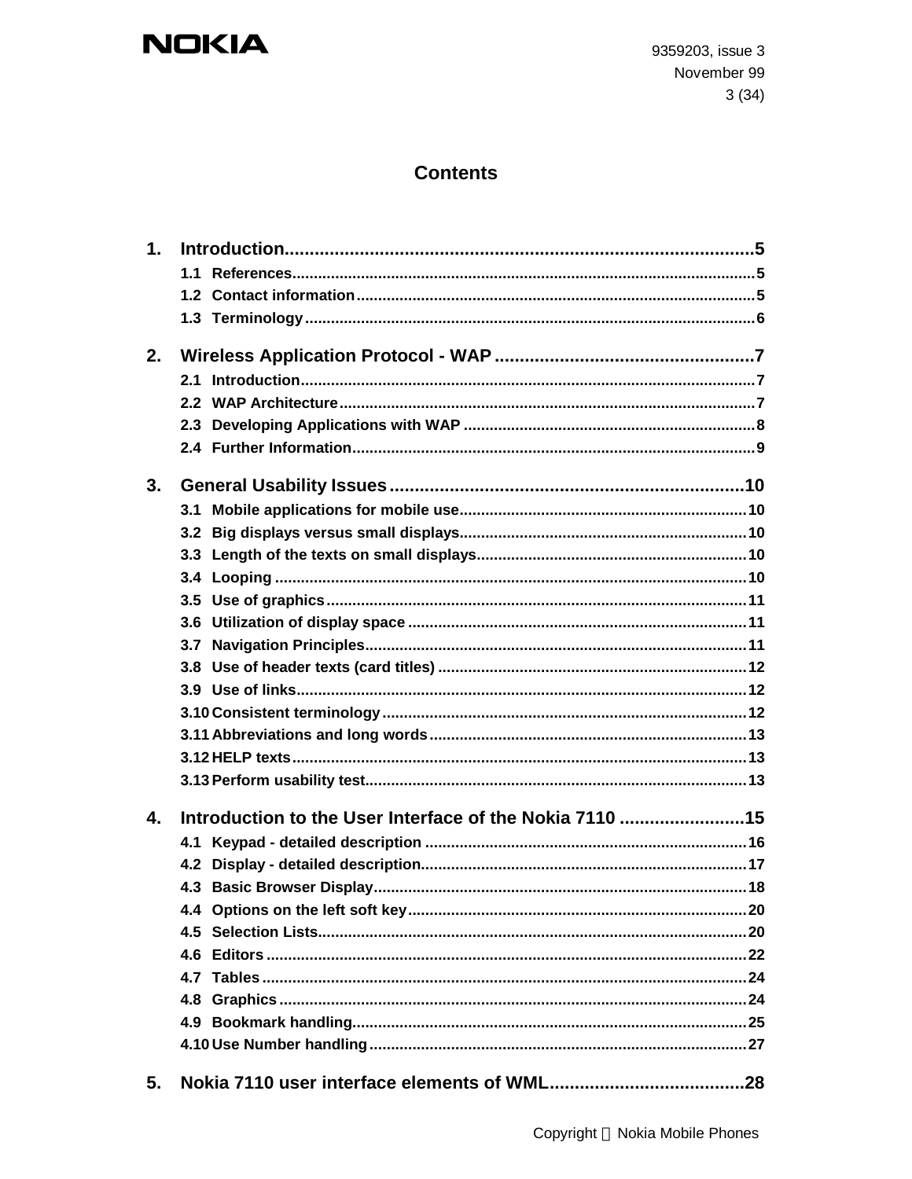# Contents

**1. Introduction** .......... 5
- 1.1 References .......... 5
- 1.2 Contact information .......... 5
- 1.3 Terminology .......... 6

**2. Wireless Application Protocol - WAP** .......... 7
- 2.1 Introduction .......... 7
- 2.2 WAP Architecture .......... 7
- 2.3 Developing Applications with WAP .......... 8
- 2.4 Further Information .......... 9

**3. General Usability Issues** .......... 10
- 3.1 Mobile applications for mobile use .......... 10
- 3.2 Big displays versus small displays .......... 10
- 3.3 Length of the texts on small displays .......... 10
- 3.4 Looping .......... 10
- 3.5 Use of graphics .......... 11
- 3.6 Utilization of display space .......... 11
- 3.7 Navigation Principles .......... 11
- 3.8 Use of header texts (card titles) .......... 12
- 3.9 Use of links .......... 12
- 3.10 Consistent terminology .......... 12
- 3.11 Abbreviations and long words .......... 13
- 3.12 HELP texts .......... 13
- 3.13 Perform usability test .......... 13

**4. Introduction to the User Interface of the Nokia 7110** .......... 15
- 4.1 Keypad - detailed description .......... 16
- 4.2 Display - detailed description .......... 17
- 4.3 Basic Browser Display .......... 18
- 4.4 Options on the left soft key .......... 20
- 4.5 Selection Lists .......... 20
- 4.6 Editors .......... 22
- 4.7 Tables .......... 24
- 4.8 Graphics .......... 24
- 4.9 Bookmark handling .......... 25
- 4.10 Use Number handling .......... 27

**5. Nokia 7110 user interface elements of WML** .......... 28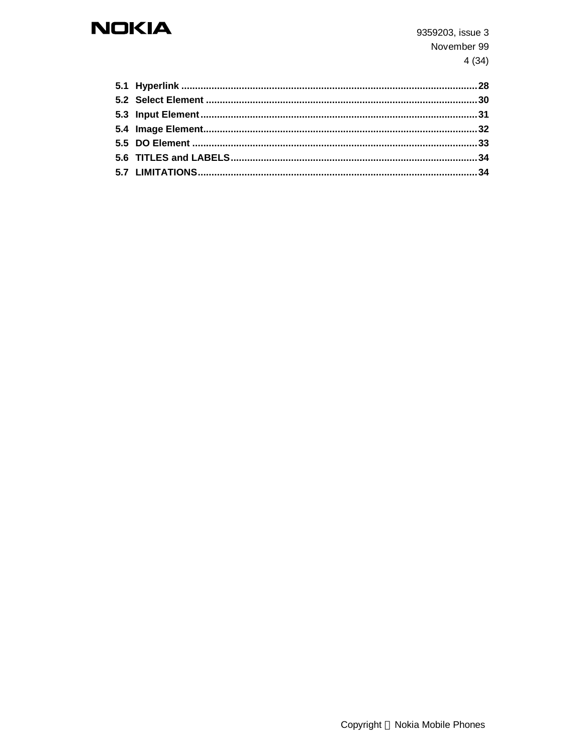5.1 Hyperlink ........................................................................................................28
5.2 Select Element ..................................................................................................30
5.3 Input Element ....................................................................................................31
5.4 Image Element ...................................................................................................32
5.5 DO Element .......................................................................................................33
5.6 TITLES and LABELS .........................................................................................34
5.7 LIMITATIONS .....................................................................................................34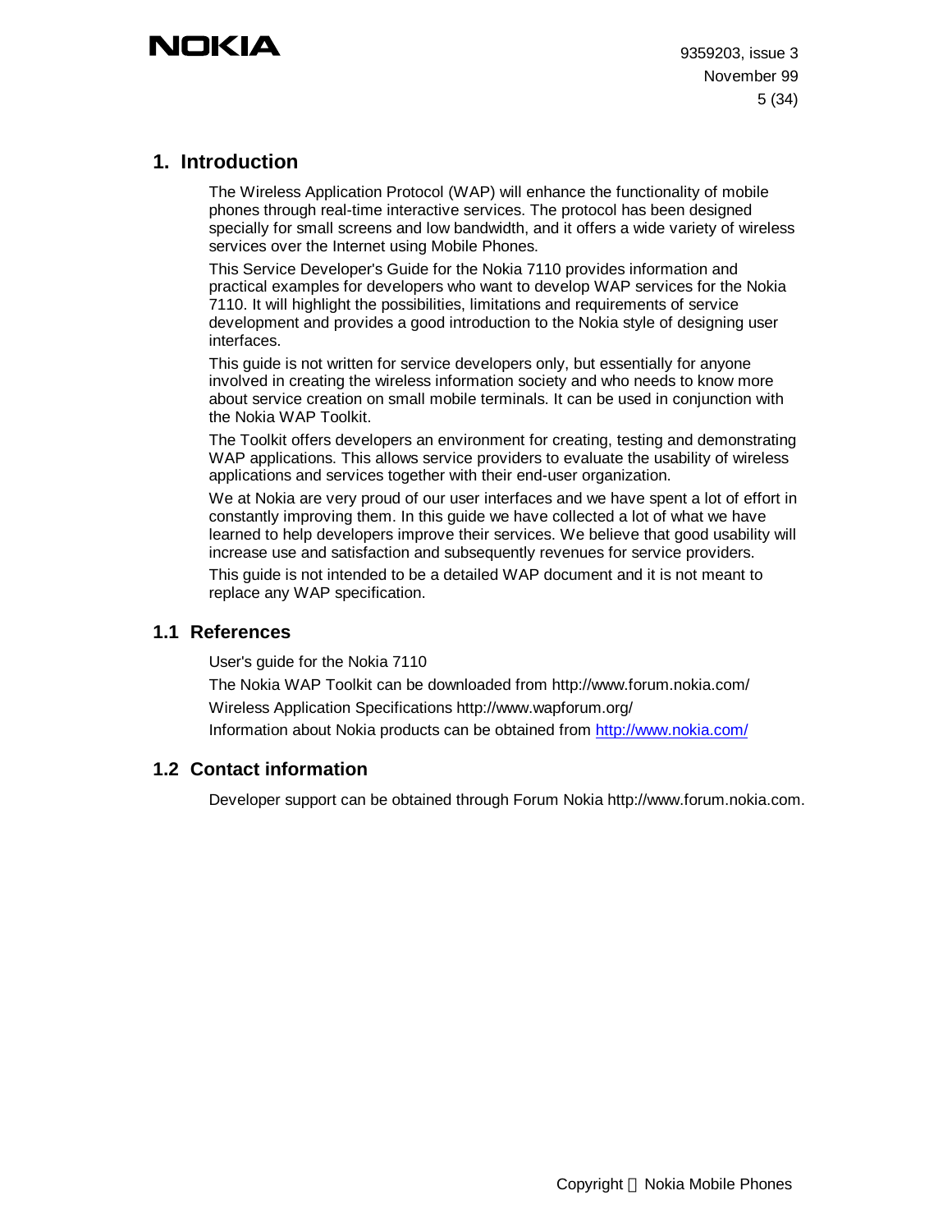# 1. Introduction

The Wireless Application Protocol (WAP) will enhance the functionality of mobile phones through real-time interactive services. The protocol has been designed specially for small screens and low bandwidth, and it offers a wide variety of wireless services over the Internet using Mobile Phones.

This Service Developer's Guide for the Nokia 7110 provides information and practical examples for developers who want to develop WAP services for the Nokia 7110. It will highlight the possibilities, limitations and requirements of service development and provides a good introduction to the Nokia style of designing user interfaces.

This guide is not written for service developers only, but essentially for anyone involved in creating the wireless information society and who needs to know more about service creation on small mobile terminals. It can be used in conjunction with the Nokia WAP Toolkit.

The Toolkit offers developers an environment for creating, testing and demonstrating WAP applications. This allows service providers to evaluate the usability of wireless applications and services together with their end-user organization.

We at Nokia are very proud of our user interfaces and we have spent a lot of effort in constantly improving them. In this guide we have collected a lot of what we have learned to help developers improve their services. We believe that good usability will increase use and satisfaction and subsequently revenues for service providers.

This guide is not intended to be a detailed WAP document and it is not meant to replace any WAP specification.

## 1.1 References

User's guide for the Nokia 7110

The Nokia WAP Toolkit can be downloaded from http://www.forum.nokia.com/

Wireless Application Specifications http://www.wapforum.org/

Information about Nokia products can be obtained from http://www.nokia.com/

## 1.2 Contact information

Developer support can be obtained through Forum Nokia http://www.forum.nokia.com.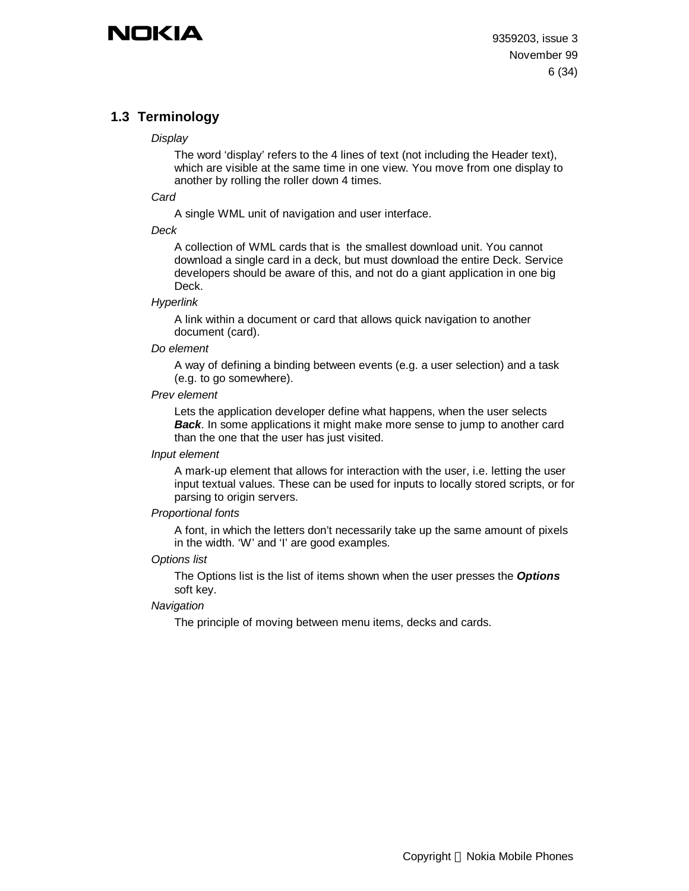## 1.3 Terminology

*Display*

The word 'display' refers to the 4 lines of text (not including the Header text), which are visible at the same time in one view. You move from one display to another by rolling the roller down 4 times.

*Card*

A single WML unit of navigation and user interface.

*Deck*

A collection of WML cards that is  the smallest download unit. You cannot download a single card in a deck, but must download the entire Deck. Service developers should be aware of this, and not do a giant application in one big Deck.

*Hyperlink*

A link within a document or card that allows quick navigation to another document (card).

*Do element*

A way of defining a binding between events (e.g. a user selection) and a task (e.g. to go somewhere).

*Prev element*

Lets the application developer define what happens, when the user selects ***Back***. In some applications it might make more sense to jump to another card than the one that the user has just visited.

*Input element*

A mark-up element that allows for interaction with the user, i.e. letting the user input textual values. These can be used for inputs to locally stored scripts, or for parsing to origin servers.

*Proportional fonts*

A font, in which the letters don't necessarily take up the same amount of pixels in the width. 'W' and 'I' are good examples.

*Options list*

The Options list is the list of items shown when the user presses the ***Options*** soft key.

*Navigation*

The principle of moving between menu items, decks and cards.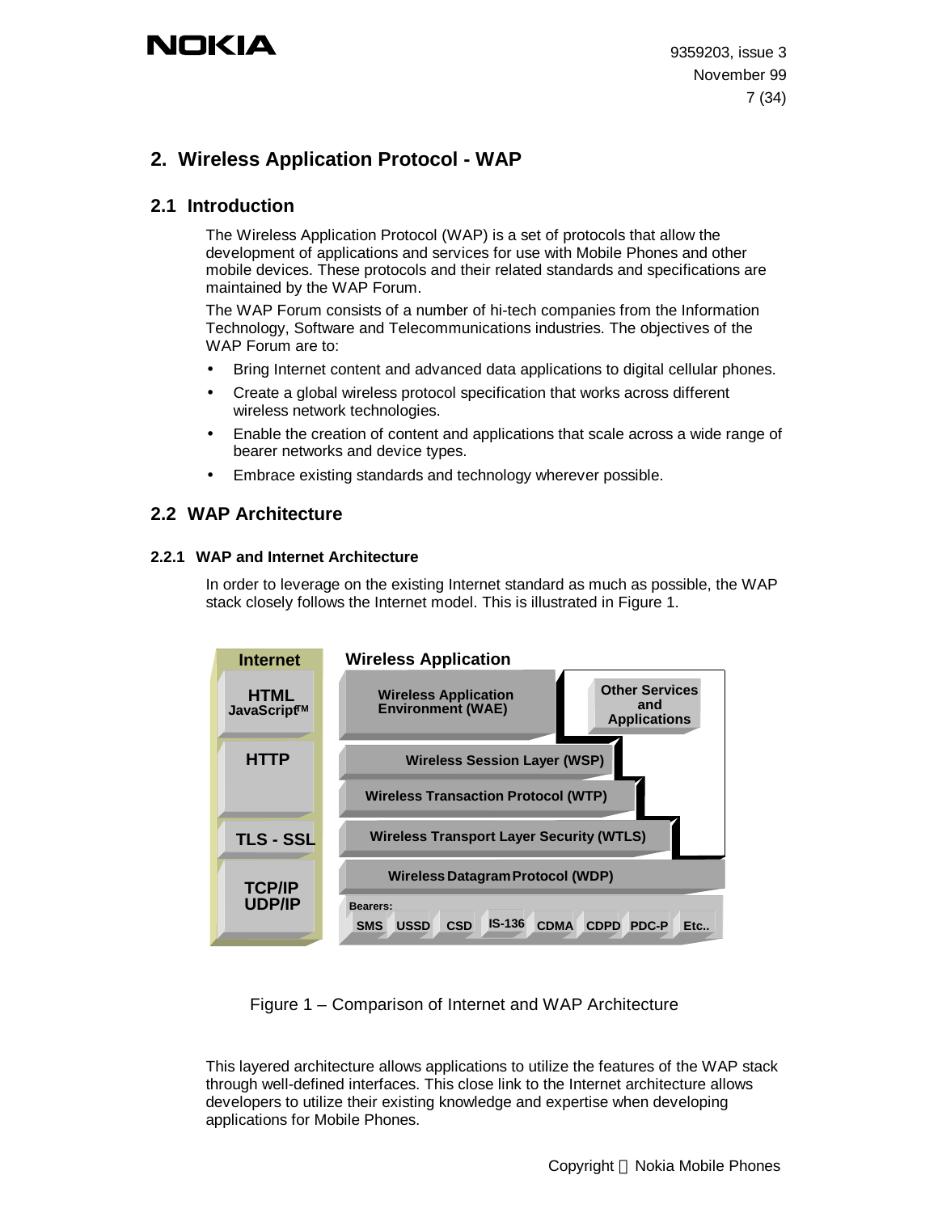## 2. Wireless Application Protocol - WAP

### 2.1 Introduction

The Wireless Application Protocol (WAP) is a set of protocols that allow the development of applications and services for use with Mobile Phones and other mobile devices. These protocols and their related standards and specifications are maintained by the WAP Forum.

The WAP Forum consists of a number of hi-tech companies from the Information Technology, Software and Telecommunications industries. The objectives of the WAP Forum are to:

- Bring Internet content and advanced data applications to digital cellular phones.
- Create a global wireless protocol specification that works across different wireless network technologies.
- Enable the creation of content and applications that scale across a wide range of bearer networks and device types.
- Embrace existing standards and technology wherever possible.

### 2.2 WAP Architecture

#### 2.2.1 WAP and Internet Architecture

In order to leverage on the existing Internet standard as much as possible, the WAP stack closely follows the Internet model. This is illustrated in Figure 1.

| Internet | Wireless Application | |
|---|---|---|
| HTML JavaScript™ | Wireless Application Environment (WAE) | Other Services and Applications |
| HTTP | Wireless Session Layer (WSP) | |
| | Wireless Transaction Protocol (WTP) | |
| TLS - SSL | Wireless Transport Layer Security (WTLS) | |
| TCP/IP UDP/IP | Wireless Datagram Protocol (WDP) | |
| | Bearers: SMS, USSD, CSD, IS-136, CDMA, CDPD, PDC-P, Etc.. | |

Figure 1 – Comparison of Internet and WAP Architecture

This layered architecture allows applications to utilize the features of the WAP stack through well-defined interfaces. This close link to the Internet architecture allows developers to utilize their existing knowledge and expertise when developing applications for Mobile Phones.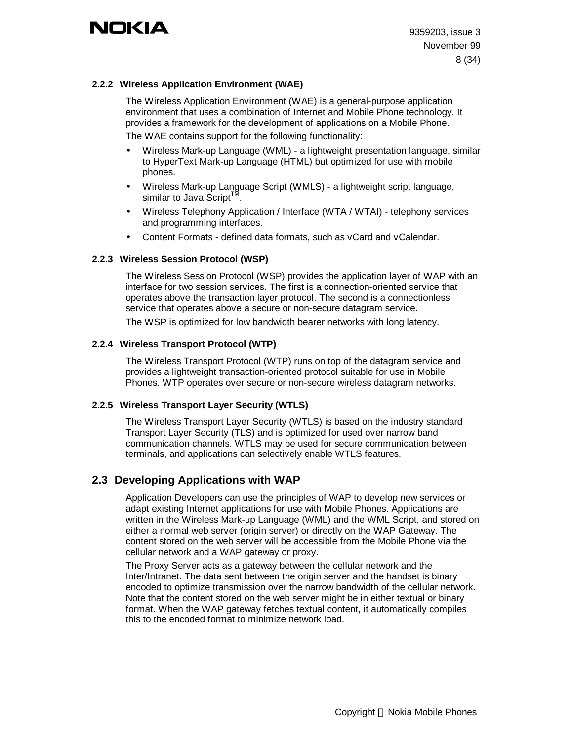#### 2.2.2 Wireless Application Environment (WAE)

The Wireless Application Environment (WAE) is a general-purpose application environment that uses a combination of Internet and Mobile Phone technology. It provides a framework for the development of applications on a Mobile Phone.

The WAE contains support for the following functionality:

- Wireless Mark-up Language (WML) - a lightweight presentation language, similar to HyperText Mark-up Language (HTML) but optimized for use with mobile phones.
- Wireless Mark-up Language Script (WMLS) - a lightweight script language, similar to Java Script™.
- Wireless Telephony Application / Interface (WTA / WTAI) - telephony services and programming interfaces.
- Content Formats - defined data formats, such as vCard and vCalendar.

#### 2.2.3 Wireless Session Protocol (WSP)

The Wireless Session Protocol (WSP) provides the application layer of WAP with an interface for two session services. The first is a connection-oriented service that operates above the transaction layer protocol. The second is a connectionless service that operates above a secure or non-secure datagram service.

The WSP is optimized for low bandwidth bearer networks with long latency.

#### 2.2.4 Wireless Transport Protocol (WTP)

The Wireless Transport Protocol (WTP) runs on top of the datagram service and provides a lightweight transaction-oriented protocol suitable for use in Mobile Phones. WTP operates over secure or non-secure wireless datagram networks.

#### 2.2.5 Wireless Transport Layer Security (WTLS)

The Wireless Transport Layer Security (WTLS) is based on the industry standard Transport Layer Security (TLS) and is optimized for used over narrow band communication channels. WTLS may be used for secure communication between terminals, and applications can selectively enable WTLS features.

### 2.3 Developing Applications with WAP

Application Developers can use the principles of WAP to develop new services or adapt existing Internet applications for use with Mobile Phones. Applications are written in the Wireless Mark-up Language (WML) and the WML Script, and stored on either a normal web server (origin server) or directly on the WAP Gateway. The content stored on the web server will be accessible from the Mobile Phone via the cellular network and a WAP gateway or proxy.

The Proxy Server acts as a gateway between the cellular network and the Inter/Intranet. The data sent between the origin server and the handset is binary encoded to optimize transmission over the narrow bandwidth of the cellular network. Note that the content stored on the web server might be in either textual or binary format. When the WAP gateway fetches textual content, it automatically compiles this to the encoded format to minimize network load.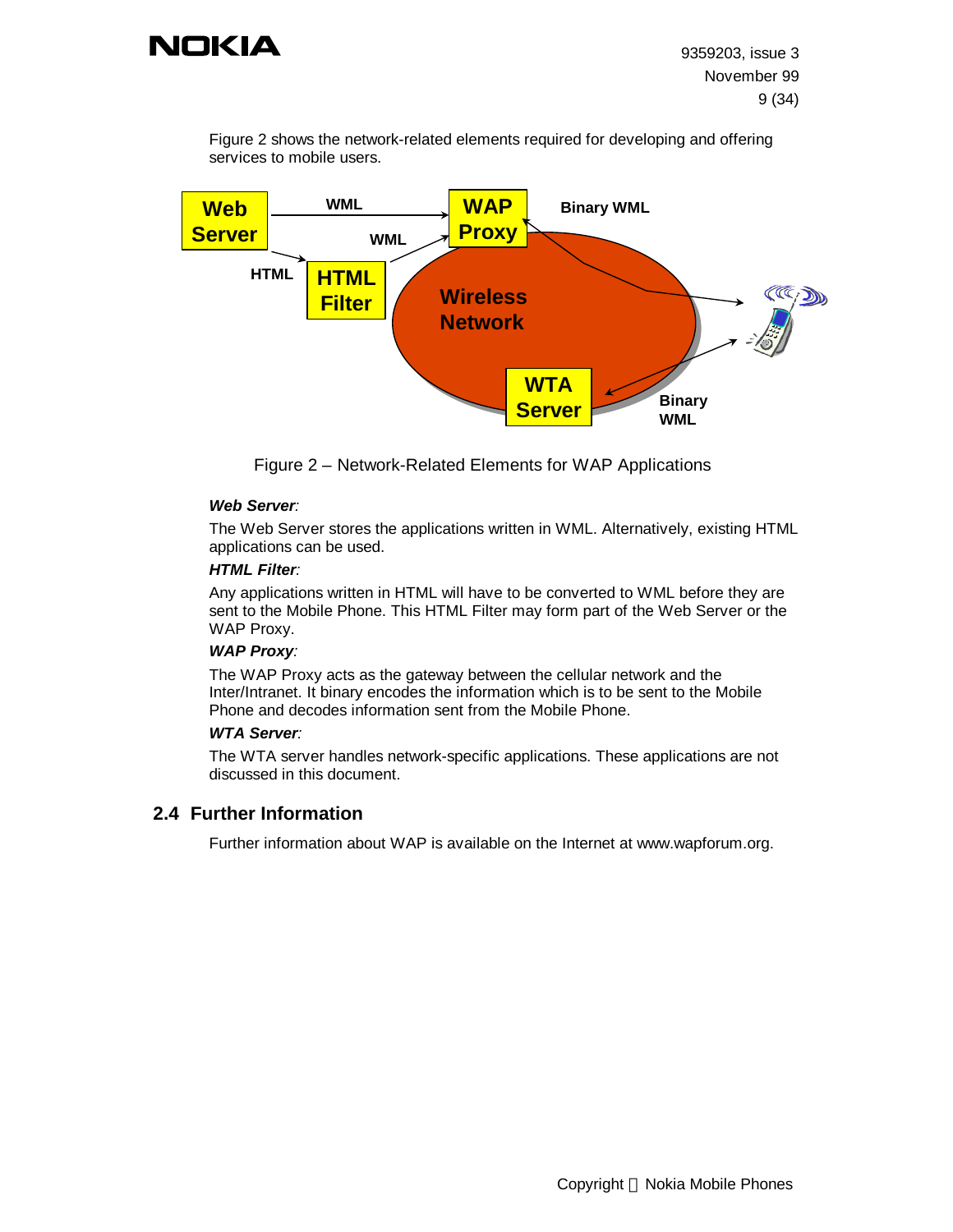Figure 2 shows the network-related elements required for developing and offering services to mobile users.

Figure 2 – Network-Related Elements for WAP Applications

***Web Server****:*

The Web Server stores the applications written in WML. Alternatively, existing HTML applications can be used.

***HTML Filter****:*

Any applications written in HTML will have to be converted to WML before they are sent to the Mobile Phone. This HTML Filter may form part of the Web Server or the WAP Proxy.

***WAP Proxy****:*

The WAP Proxy acts as the gateway between the cellular network and the Inter/Intranet. It binary encodes the information which is to be sent to the Mobile Phone and decodes information sent from the Mobile Phone.

***WTA Server****:*

The WTA server handles network-specific applications. These applications are not discussed in this document.

## 2.4 Further Information

Further information about WAP is available on the Internet at www.wapforum.org.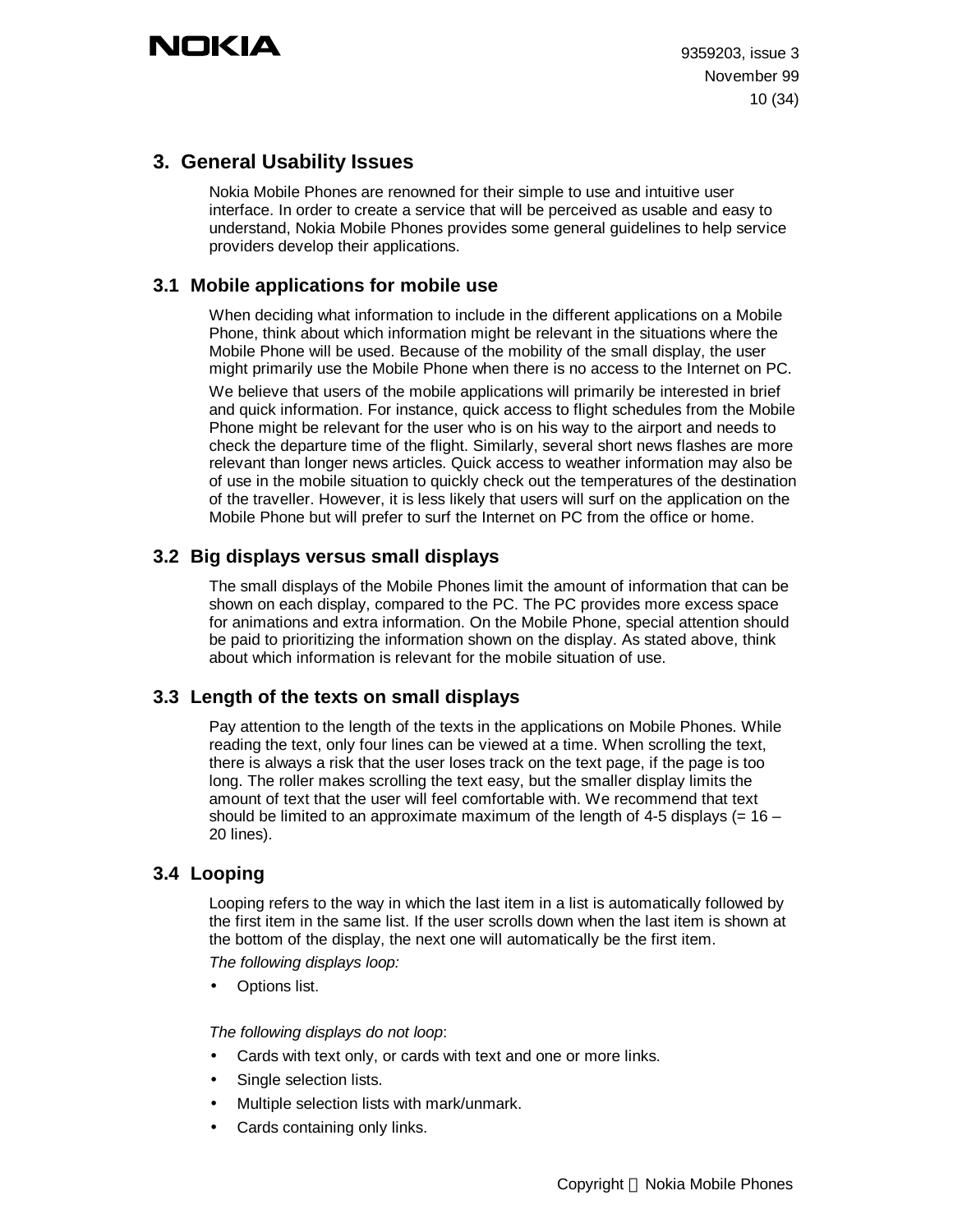# 3. General Usability Issues

Nokia Mobile Phones are renowned for their simple to use and intuitive user interface. In order to create a service that will be perceived as usable and easy to understand, Nokia Mobile Phones provides some general guidelines to help service providers develop their applications.

## 3.1 Mobile applications for mobile use

When deciding what information to include in the different applications on a Mobile Phone, think about which information might be relevant in the situations where the Mobile Phone will be used. Because of the mobility of the small display, the user might primarily use the Mobile Phone when there is no access to the Internet on PC.

We believe that users of the mobile applications will primarily be interested in brief and quick information. For instance, quick access to flight schedules from the Mobile Phone might be relevant for the user who is on his way to the airport and needs to check the departure time of the flight. Similarly, several short news flashes are more relevant than longer news articles. Quick access to weather information may also be of use in the mobile situation to quickly check out the temperatures of the destination of the traveller. However, it is less likely that users will surf on the application on the Mobile Phone but will prefer to surf the Internet on PC from the office or home.

## 3.2 Big displays versus small displays

The small displays of the Mobile Phones limit the amount of information that can be shown on each display, compared to the PC. The PC provides more excess space for animations and extra information. On the Mobile Phone, special attention should be paid to prioritizing the information shown on the display. As stated above, think about which information is relevant for the mobile situation of use.

## 3.3 Length of the texts on small displays

Pay attention to the length of the texts in the applications on Mobile Phones. While reading the text, only four lines can be viewed at a time. When scrolling the text, there is always a risk that the user loses track on the text page, if the page is too long. The roller makes scrolling the text easy, but the smaller display limits the amount of text that the user will feel comfortable with. We recommend that text should be limited to an approximate maximum of the length of 4-5 displays (= 16 – 20 lines).

## 3.4 Looping

Looping refers to the way in which the last item in a list is automatically followed by the first item in the same list. If the user scrolls down when the last item is shown at the bottom of the display, the next one will automatically be the first item.

*The following displays loop:*

- Options list.

*The following displays do not loop*:

- Cards with text only, or cards with text and one or more links.
- Single selection lists.
- Multiple selection lists with mark/unmark.
- Cards containing only links.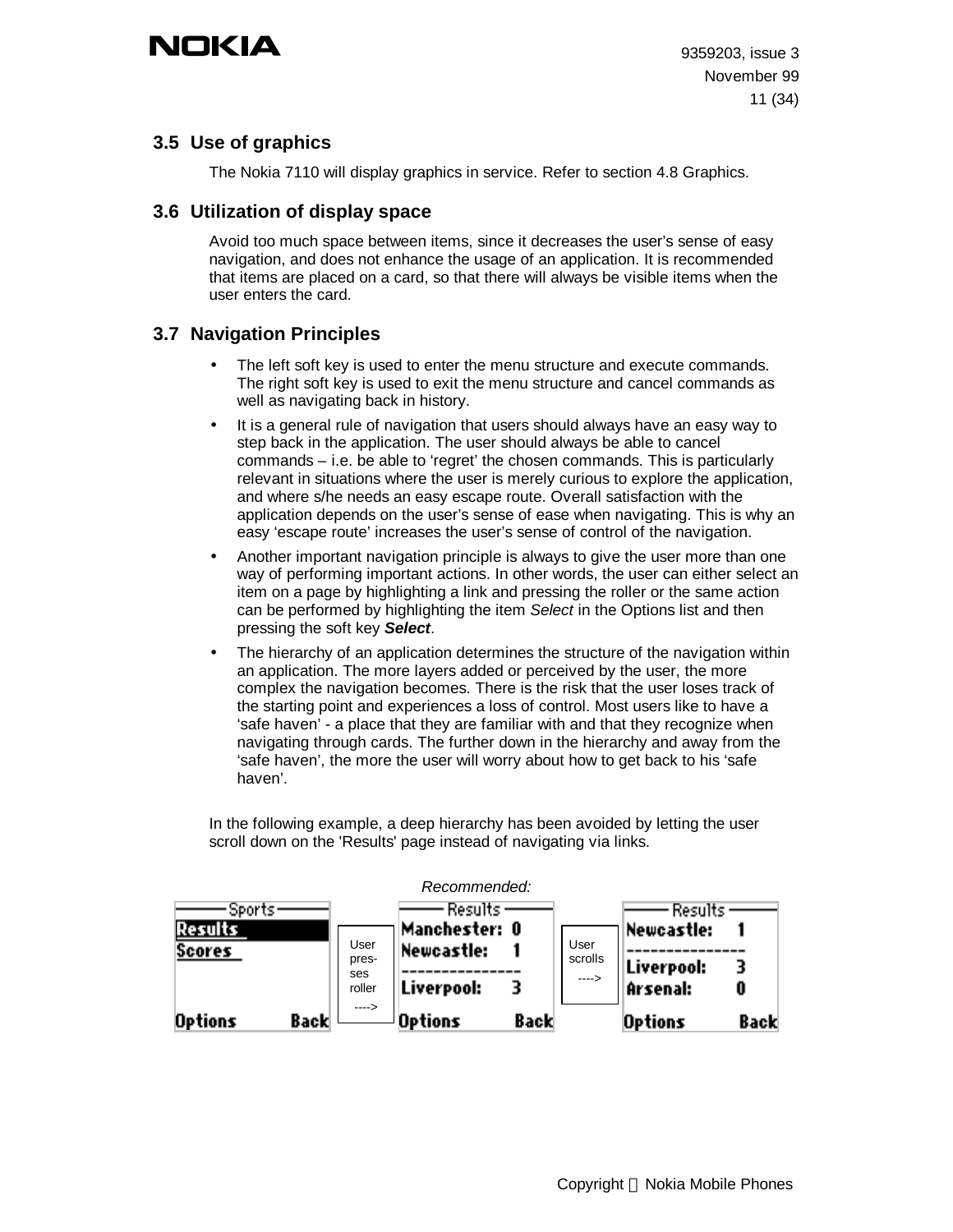## 3.5 Use of graphics

The Nokia 7110 will display graphics in service. Refer to section 4.8 Graphics.

## 3.6 Utilization of display space

Avoid too much space between items, since it decreases the user's sense of easy navigation, and does not enhance the usage of an application. It is recommended that items are placed on a card, so that there will always be visible items when the user enters the card.

## 3.7 Navigation Principles

- The left soft key is used to enter the menu structure and execute commands. The right soft key is used to exit the menu structure and cancel commands as well as navigating back in history.
- It is a general rule of navigation that users should always have an easy way to step back in the application. The user should always be able to cancel commands – i.e. be able to 'regret' the chosen commands. This is particularly relevant in situations where the user is merely curious to explore the application, and where s/he needs an easy escape route. Overall satisfaction with the application depends on the user's sense of ease when navigating. This is why an easy 'escape route' increases the user's sense of control of the navigation.
- Another important navigation principle is always to give the user more than one way of performing important actions. In other words, the user can either select an item on a page by highlighting a link and pressing the roller or the same action can be performed by highlighting the item *Select* in the Options list and then pressing the soft key ***Select***.
- The hierarchy of an application determines the structure of the navigation within an application. The more layers added or perceived by the user, the more complex the navigation becomes. There is the risk that the user loses track of the starting point and experiences a loss of control. Most users like to have a 'safe haven' - a place that they are familiar with and that they recognize when navigating through cards. The further down in the hierarchy and away from the 'safe haven', the more the user will worry about how to get back to his 'safe haven'.

In the following example, a deep hierarchy has been avoided by letting the user scroll down on the 'Results' page instead of navigating via links.

*Recommended:*

```
---- Sports ----        User       ---- Results ----      User       ---- Results ----
Results                 pres-      Manchester: 0          scrolls    Newcastle:   1
Scores                  ses        Newcastle:  1          ---->      ---------------
                        roller     ---------------                   Liverpool:   3
                        ---->      Liverpool:  3                     Arsenal:     0
Options      Back                  Options     Back                  Options   Back
```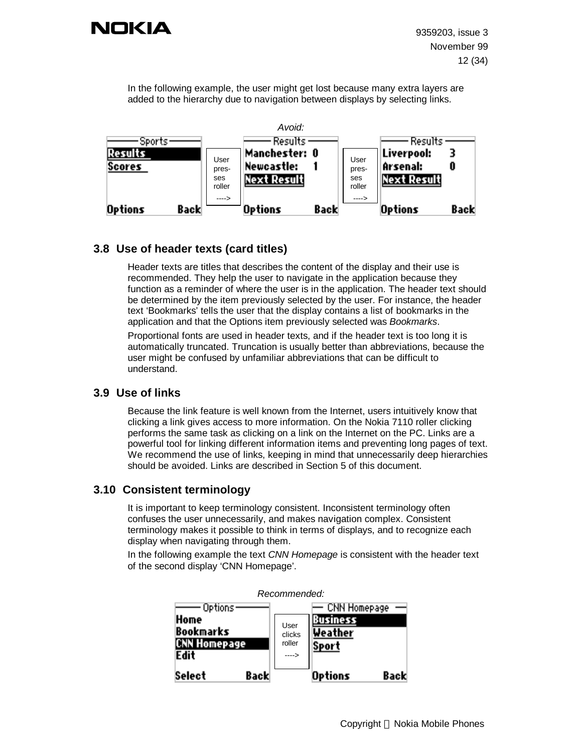In the following example, the user might get lost because many extra layers are added to the hierarchy due to navigation between displays by selecting links.

*Avoid:*

## 3.8 Use of header texts (card titles)

Header texts are titles that describes the content of the display and their use is recommended. They help the user to navigate in the application because they function as a reminder of where the user is in the application. The header text should be determined by the item previously selected by the user. For instance, the header text 'Bookmarks' tells the user that the display contains a list of bookmarks in the application and that the Options item previously selected was *Bookmarks*.

Proportional fonts are used in header texts, and if the header text is too long it is automatically truncated. Truncation is usually better than abbreviations, because the user might be confused by unfamiliar abbreviations that can be difficult to understand.

## 3.9 Use of links

Because the link feature is well known from the Internet, users intuitively know that clicking a link gives access to more information. On the Nokia 7110 roller clicking performs the same task as clicking on a link on the Internet on the PC. Links are a powerful tool for linking different information items and preventing long pages of text. We recommend the use of links, keeping in mind that unnecessarily deep hierarchies should be avoided. Links are described in Section 5 of this document.

## 3.10 Consistent terminology

It is important to keep terminology consistent. Inconsistent terminology often confuses the user unnecessarily, and makes navigation complex. Consistent terminology makes it possible to think in terms of displays, and to recognize each display when navigating through them.

In the following example the text *CNN Homepage* is consistent with the header text of the second display 'CNN Homepage'.

*Recommended:*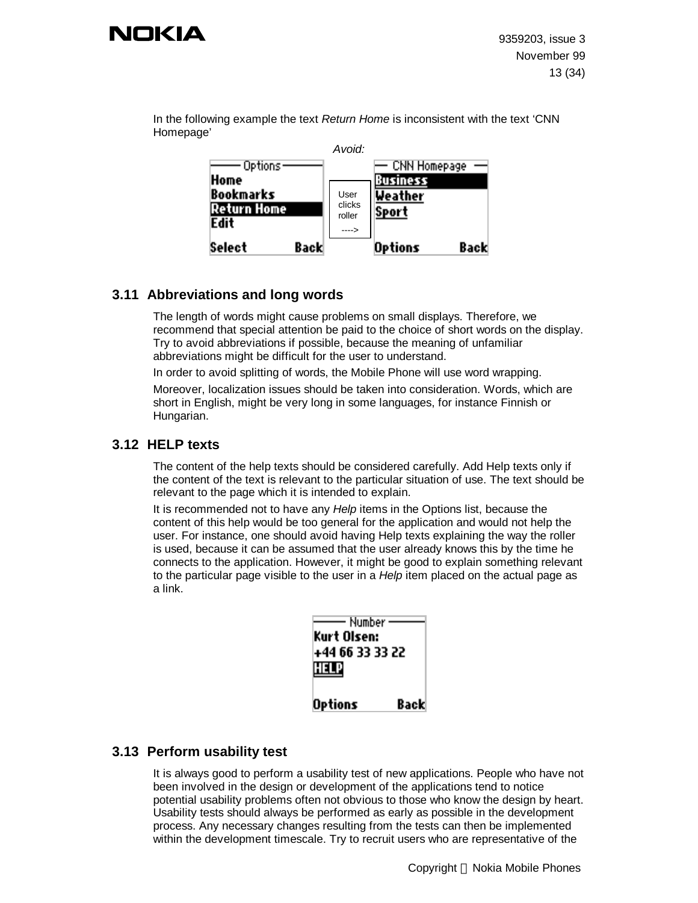In the following example the text *Return Home* is inconsistent with the text 'CNN Homepage'

*Avoid:*

```
—— Options ——                    — CNN Homepage —
Home                              Business
Bookmarks         User            Weather
Return Home       clicks          Sport
Edit              roller
                  ---->
Select     Back                   Options    Back
```

## 3.11 Abbreviations and long words

The length of words might cause problems on small displays. Therefore, we recommend that special attention be paid to the choice of short words on the display. Try to avoid abbreviations if possible, because the meaning of unfamiliar abbreviations might be difficult for the user to understand.

In order to avoid splitting of words, the Mobile Phone will use word wrapping.

Moreover, localization issues should be taken into consideration. Words, which are short in English, might be very long in some languages, for instance Finnish or Hungarian.

## 3.12 HELP texts

The content of the help texts should be considered carefully. Add Help texts only if the content of the text is relevant to the particular situation of use. The text should be relevant to the page which it is intended to explain.

It is recommended not to have any *Help* items in the Options list, because the content of this help would be too general for the application and would not help the user. For instance, one should avoid having Help texts explaining the way the roller is used, because it can be assumed that the user already knows this by the time he connects to the application. However, it might be good to explain something relevant to the particular page visible to the user in a *Help* item placed on the actual page as a link.

```
—— Number ——
Kurt Olsen:
+44 66 33 33 22
HELP

Options    Back
```

## 3.13 Perform usability test

It is always good to perform a usability test of new applications. People who have not been involved in the design or development of the applications tend to notice potential usability problems often not obvious to those who know the design by heart. Usability tests should always be performed as early as possible in the development process. Any necessary changes resulting from the tests can then be implemented within the development timescale. Try to recruit users who are representative of the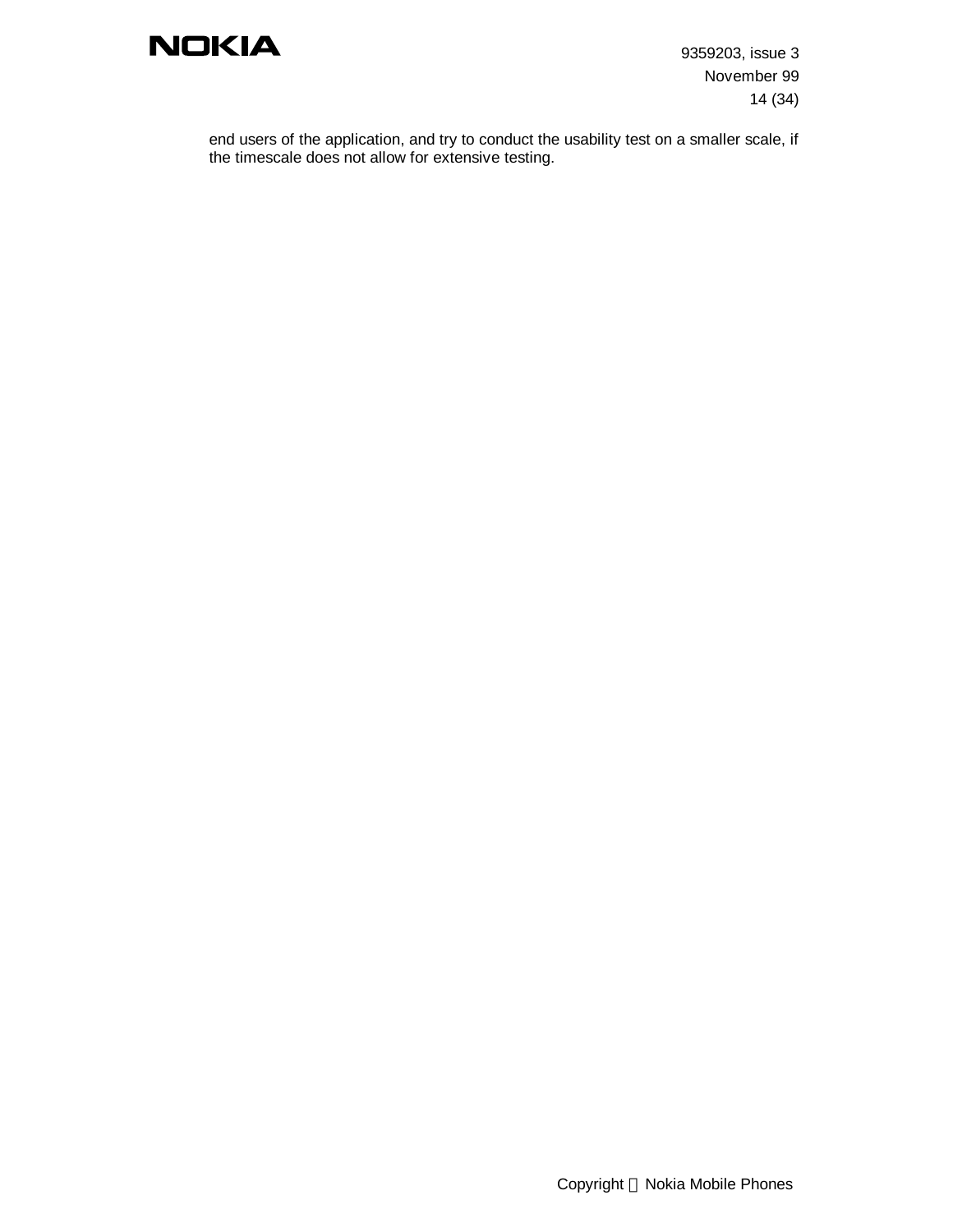end users of the application, and try to conduct the usability test on a smaller scale, if the timescale does not allow for extensive testing.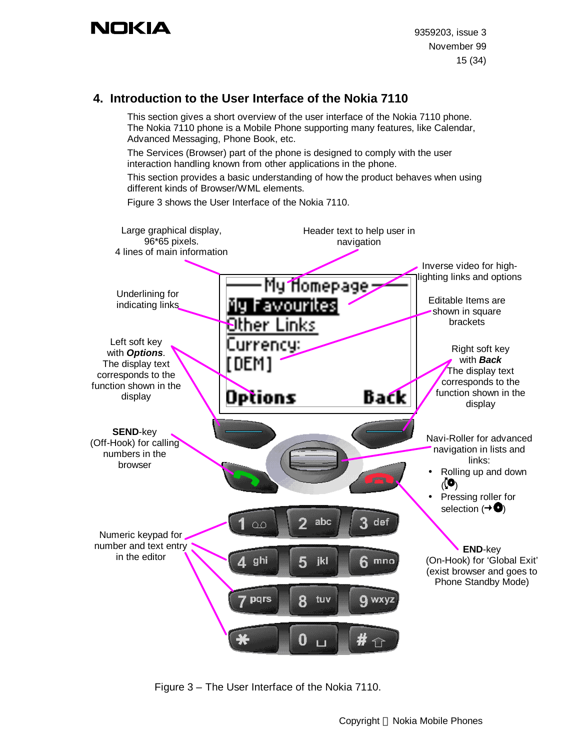## 4. Introduction to the User Interface of the Nokia 7110

This section gives a short overview of the user interface of the Nokia 7110 phone. The Nokia 7110 phone is a Mobile Phone supporting many features, like Calendar, Advanced Messaging, Phone Book, etc.

The Services (Browser) part of the phone is designed to comply with the user interaction handling known from other applications in the phone.

This section provides a basic understanding of how the product behaves when using different kinds of Browser/WML elements.

Figure 3 shows the User Interface of the Nokia 7110.

Large graphical display, 96*65 pixels. 4 lines of main information

Header text to help user in navigation

Inverse video for high-lighting links and options

Underlining for indicating links

Editable Items are shown in square brackets

Left soft key with ***Options***. The display text corresponds to the function shown in the display

Right soft key with ***Back*** The display text corresponds to the function shown in the display

**SEND**-key (Off-Hook) for calling numbers in the browser

Navi-Roller for advanced navigation in lists and links:

- Rolling up and down
- Pressing roller for selection

Numeric keypad for number and text entry in the editor

**END**-key (On-Hook) for 'Global Exit' (exist browser and goes to Phone Standby Mode)

Figure 3 – The User Interface of the Nokia 7110.

Copyright Nokia Mobile Phones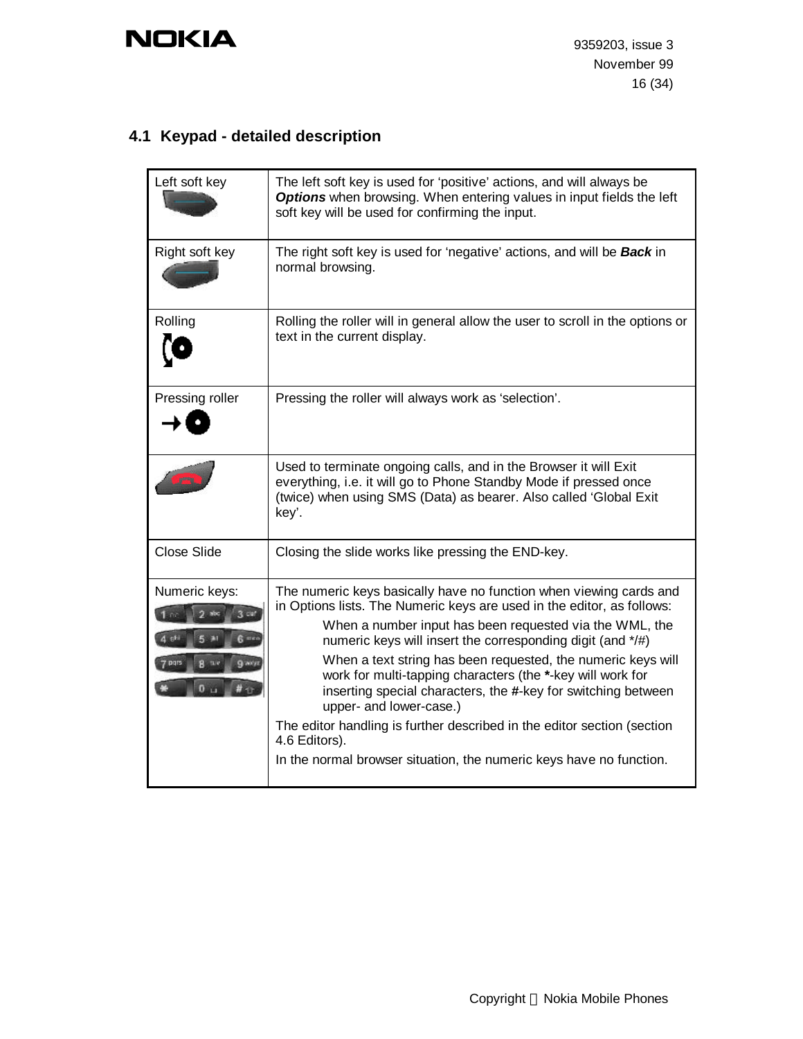## 4.1 Keypad - detailed description

| | |
|---|---|
| Left soft key | The left soft key is used for 'positive' actions, and will always be ***Options*** when browsing. When entering values in input fields the left soft key will be used for confirming the input. |
| Right soft key | The right soft key is used for 'negative' actions, and will be ***Back*** in normal browsing. |
| Rolling | Rolling the roller will in general allow the user to scroll in the options or text in the current display. |
| Pressing roller | Pressing the roller will always work as 'selection'. |
| | Used to terminate ongoing calls, and in the Browser it will Exit everything, i.e. it will go to Phone Standby Mode if pressed once (twice) when using SMS (Data) as bearer. Also called 'Global Exit key'. |
| Close Slide | Closing the slide works like pressing the END-key. |
| Numeric keys: | The numeric keys basically have no function when viewing cards and in Options lists. The Numeric keys are used in the editor, as follows:<br>When a number input has been requested via the WML, the numeric keys will insert the corresponding digit (and */#)<br>When a text string has been requested, the numeric keys will work for multi-tapping characters (the **\***-key will work for inserting special characters, the **#**-key for switching between upper- and lower-case.)<br>The editor handling is further described in the editor section (section 4.6 Editors).<br>In the normal browser situation, the numeric keys have no function. |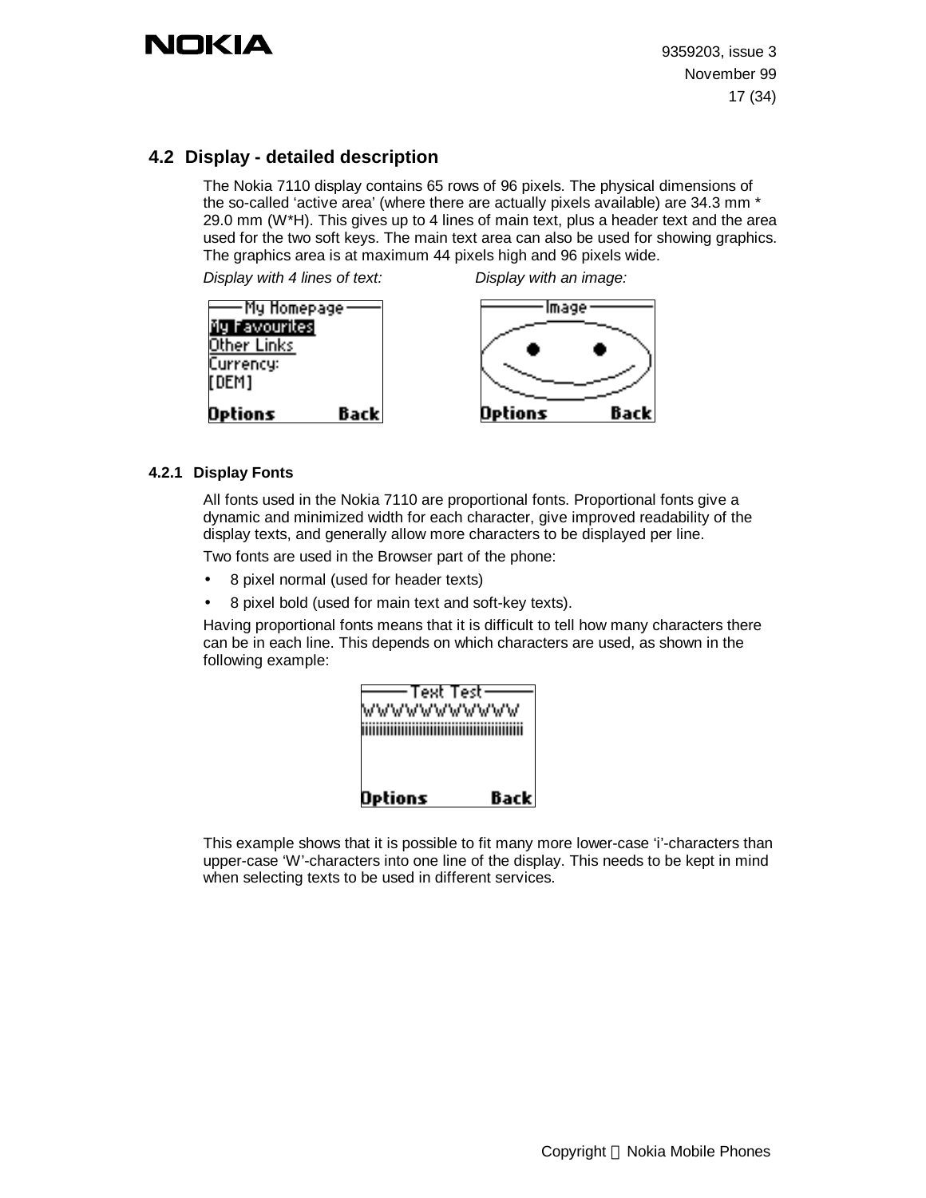## 4.2 Display - detailed description

The Nokia 7110 display contains 65 rows of 96 pixels. The physical dimensions of the so-called 'active area' (where there are actually pixels available) are 34.3 mm * 29.0 mm (W*H). This gives up to 4 lines of main text, plus a header text and the area used for the two soft keys. The main text area can also be used for showing graphics. The graphics area is at maximum 44 pixels high and 96 pixels wide.

*Display with 4 lines of text:* *Display with an image:*

### 4.2.1 Display Fonts

All fonts used in the Nokia 7110 are proportional fonts. Proportional fonts give a dynamic and minimized width for each character, give improved readability of the display texts, and generally allow more characters to be displayed per line.

Two fonts are used in the Browser part of the phone:

- 8 pixel normal (used for header texts)
- 8 pixel bold (used for main text and soft-key texts).

Having proportional fonts means that it is difficult to tell how many characters there can be in each line. This depends on which characters are used, as shown in the following example:

This example shows that it is possible to fit many more lower-case 'i'-characters than upper-case 'W'-characters into one line of the display. This needs to be kept in mind when selecting texts to be used in different services.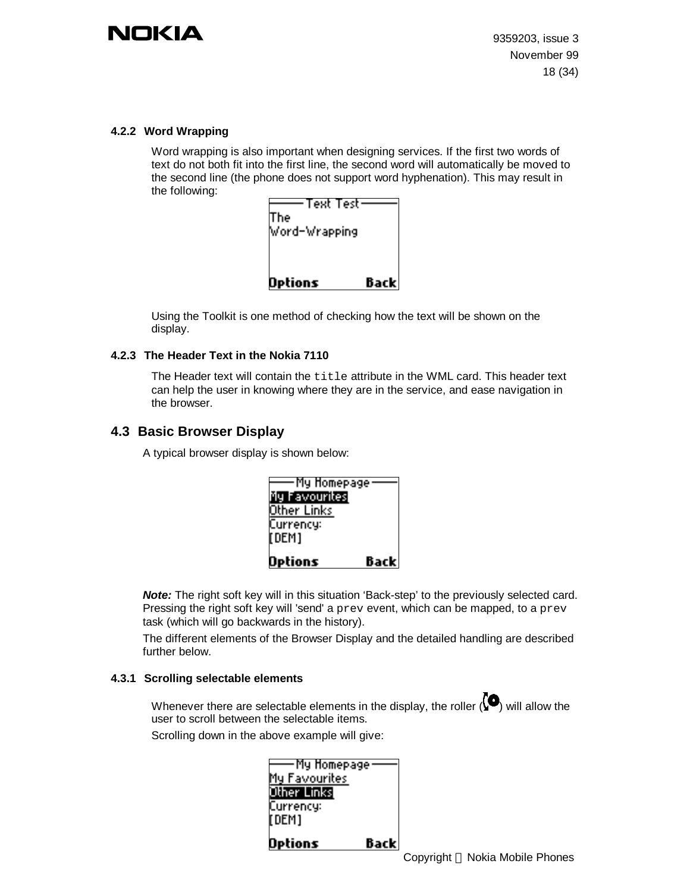#### 4.2.2 Word Wrapping

Word wrapping is also important when designing services. If the first two words of text do not both fit into the first line, the second word will automatically be moved to the second line (the phone does not support word hyphenation). This may result in the following:

Using the Toolkit is one method of checking how the text will be shown on the display.

#### 4.2.3 The Header Text in the Nokia 7110

The Header text will contain the `title` attribute in the WML card. This header text can help the user in knowing where they are in the service, and ease navigation in the browser.

### 4.3 Basic Browser Display

A typical browser display is shown below:

***Note:*** The right soft key will in this situation 'Back-step' to the previously selected card. Pressing the right soft key will 'send' a `prev` event, which can be mapped, to a `prev` task (which will go backwards in the history).

The different elements of the Browser Display and the detailed handling are described further below.

#### 4.3.1 Scrolling selectable elements

Whenever there are selectable elements in the display, the roller ( ) will allow the user to scroll between the selectable items.

Scrolling down in the above example will give: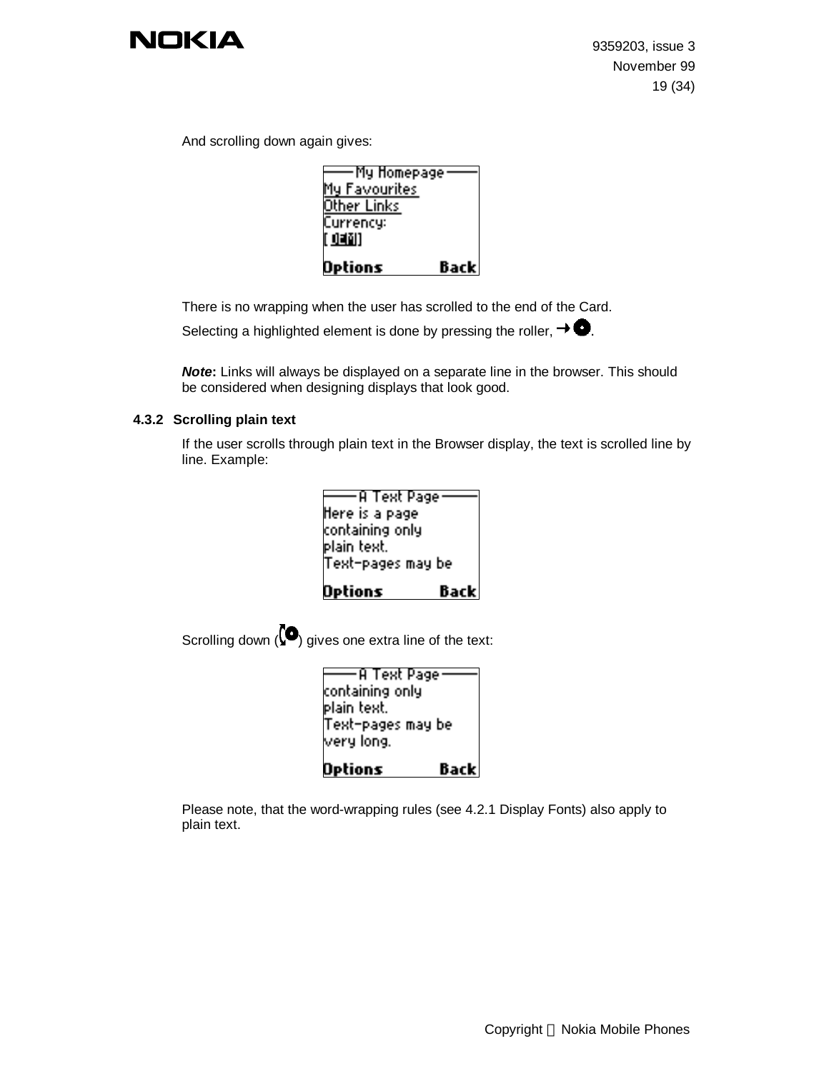And scrolling down again gives:

There is no wrapping when the user has scrolled to the end of the Card.

Selecting a highlighted element is done by pressing the roller, .

***Note*****:** Links will always be displayed on a separate line in the browser. This should be considered when designing displays that look good.

### 4.3.2 Scrolling plain text

If the user scrolls through plain text in the Browser display, the text is scrolled line by line. Example:

Scrolling down () gives one extra line of the text:

Please note, that the word-wrapping rules (see 4.2.1 Display Fonts) also apply to plain text.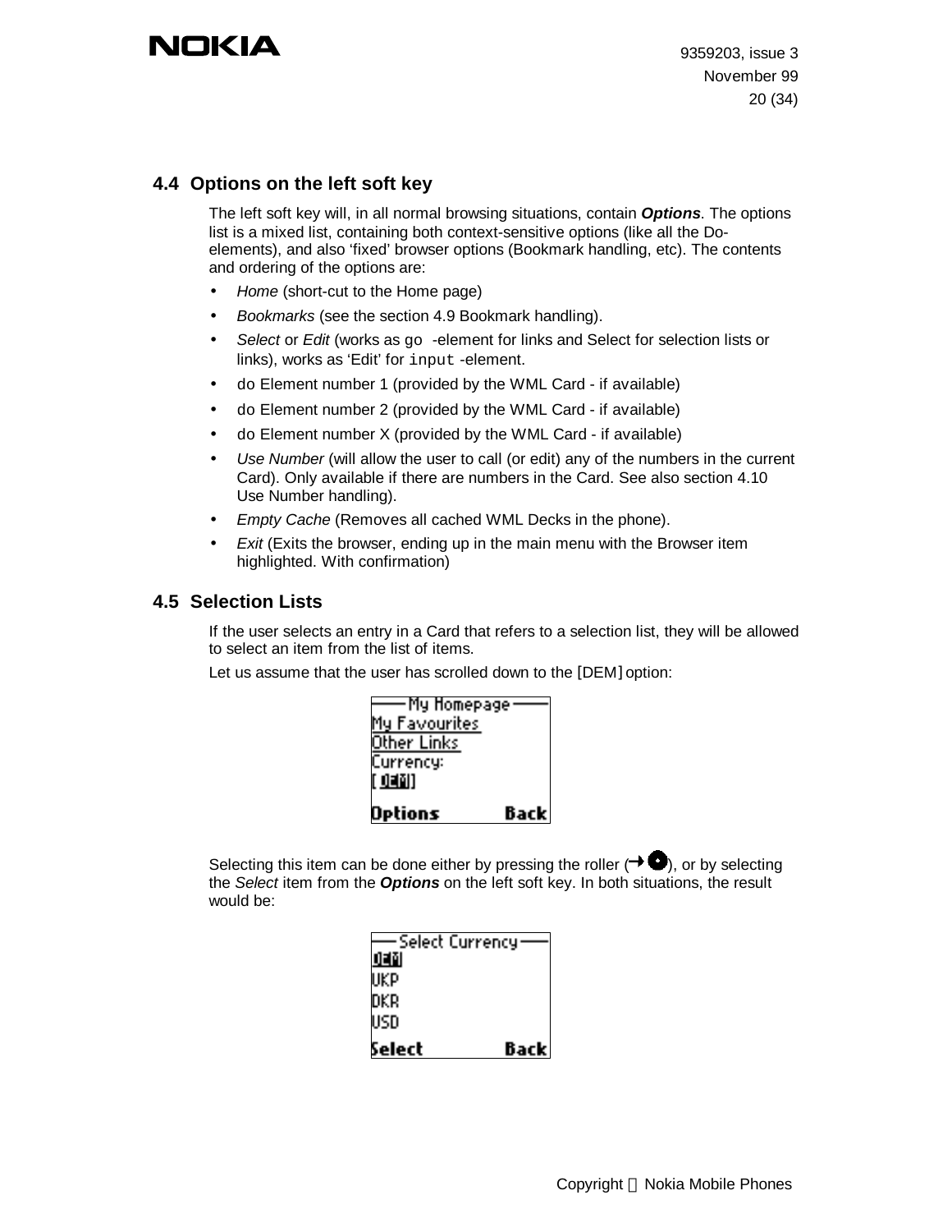## 4.4 Options on the left soft key

The left soft key will, in all normal browsing situations, contain ***Options***. The options list is a mixed list, containing both context-sensitive options (like all the Do-elements), and also 'fixed' browser options (Bookmark handling, etc). The contents and ordering of the options are:

- *Home* (short-cut to the Home page)
- *Bookmarks* (see the section 4.9 Bookmark handling).
- *Select* or *Edit* (works as `go` -element for links and Select for selection lists or links), works as 'Edit' for `input` -element.
- `do` Element number 1 (provided by the WML Card - if available)
- `do` Element number 2 (provided by the WML Card - if available)
- `do` Element number X (provided by the WML Card - if available)
- *Use Number* (will allow the user to call (or edit) any of the numbers in the current Card). Only available if there are numbers in the Card. See also section 4.10 Use Number handling).
- *Empty Cache* (Removes all cached WML Decks in the phone).
- *Exit* (Exits the browser, ending up in the main menu with the Browser item highlighted. With confirmation)

## 4.5 Selection Lists

If the user selects an entry in a Card that refers to a selection list, they will be allowed to select an item from the list of items.

Let us assume that the user has scrolled down to the [DEM] option:

```
—— My Homepage ——
My Favourites
Other Links
Currency:
[DEM]
Options      Back
```

Selecting this item can be done either by pressing the roller (→●), or by selecting the *Select* item from the ***Options*** on the left soft key. In both situations, the result would be:

```
—— Select Currency ——
DEM
UKP
DKR
USD
Select       Back
```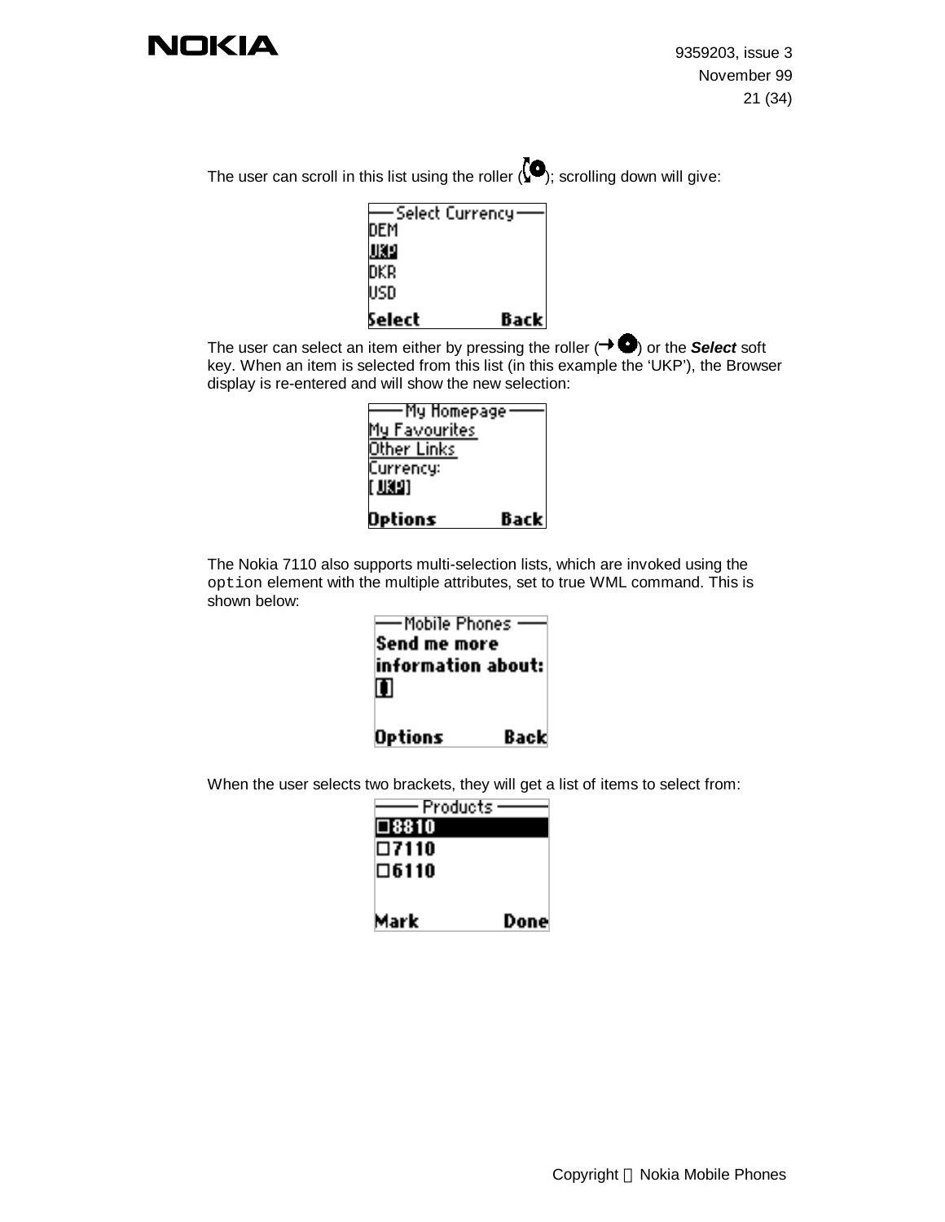The user can scroll in this list using the roller; scrolling down will give:

```
—— Select Currency ——
DEM
UKP
DKR
USD
Select          Back
```

The user can select an item either by pressing the roller or the ***Select*** soft key. When an item is selected from this list (in this example the 'UKP'), the Browser display is re-entered and will show the new selection:

```
—— My Homepage ——
My Favourites
Other Links
Currency:
[ UKP]
Options         Back
```

The Nokia 7110 also supports multi-selection lists, which are invoked using the `option` element with the multiple attributes, set to true WML command. This is shown below:

```
—— Mobile Phones ——
Send me more
information about:
[]
Options         Back
```

When the user selects two brackets, they will get a list of items to select from:

```
—— Products ——
□8810
□7110
□6110
Mark            Done
```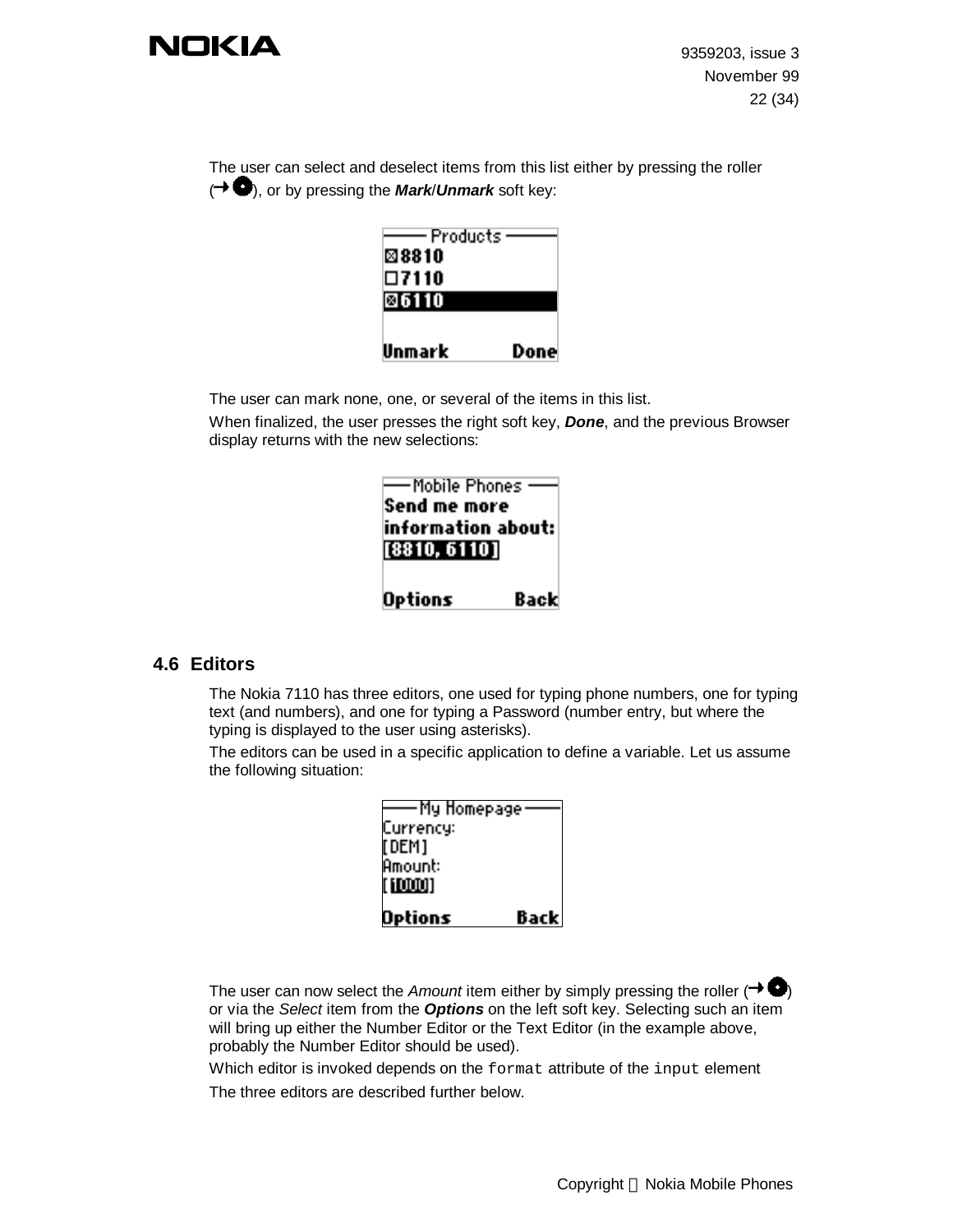The user can select and deselect items from this list either by pressing the roller (→ ●), or by pressing the ***Mark***/***Unmark*** soft key:

The user can mark none, one, or several of the items in this list.

When finalized, the user presses the right soft key, ***Done***, and the previous Browser display returns with the new selections:

## 4.6 Editors

The Nokia 7110 has three editors, one used for typing phone numbers, one for typing text (and numbers), and one for typing a Password (number entry, but where the typing is displayed to the user using asterisks).

The editors can be used in a specific application to define a variable. Let us assume the following situation:

The user can now select the *Amount* item either by simply pressing the roller (→ ●) or via the *Select* item from the ***Options*** on the left soft key. Selecting such an item will bring up either the Number Editor or the Text Editor (in the example above, probably the Number Editor should be used).

Which editor is invoked depends on the `format` attribute of the `input` element

The three editors are described further below.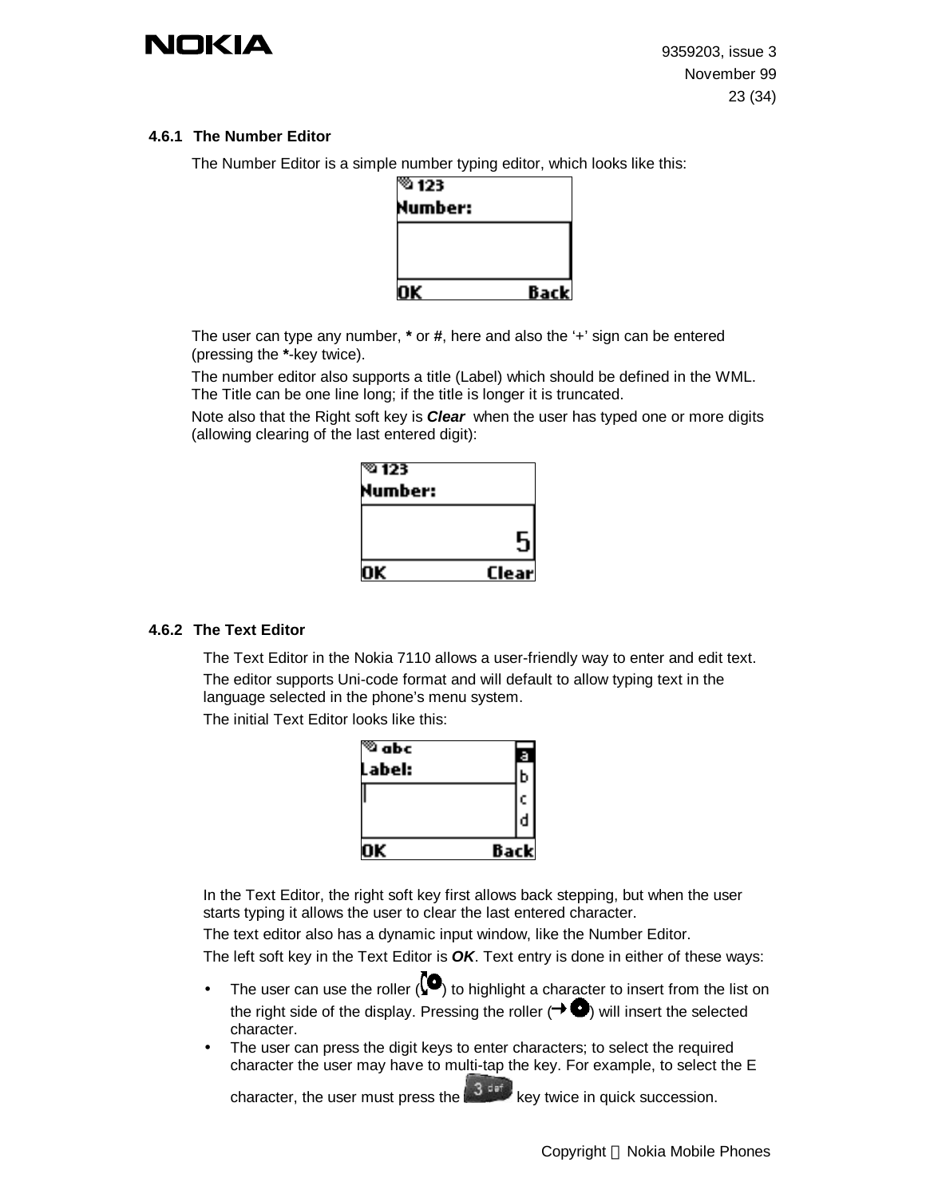### 4.6.1 The Number Editor

The Number Editor is a simple number typing editor, which looks like this:

The user can type any number, **\*** or **#**, here and also the '+' sign can be entered (pressing the **\***-key twice).

The number editor also supports a title (Label) which should be defined in the WML. The Title can be one line long; if the title is longer it is truncated.

Note also that the Right soft key is ***Clear*** when the user has typed one or more digits (allowing clearing of the last entered digit):

### 4.6.2 The Text Editor

The Text Editor in the Nokia 7110 allows a user-friendly way to enter and edit text.

The editor supports Uni-code format and will default to allow typing text in the language selected in the phone's menu system.

The initial Text Editor looks like this:

In the Text Editor, the right soft key first allows back stepping, but when the user starts typing it allows the user to clear the last entered character.

The text editor also has a dynamic input window, like the Number Editor.

The left soft key in the Text Editor is ***OK***. Text entry is done in either of these ways:

- The user can use the roller ( ) to highlight a character to insert from the list on the right side of the display. Pressing the roller ( ) will insert the selected character.
- The user can press the digit keys to enter characters; to select the required character the user may have to multi-tap the key. For example, to select the E character, the user must press the 3 def key twice in quick succession.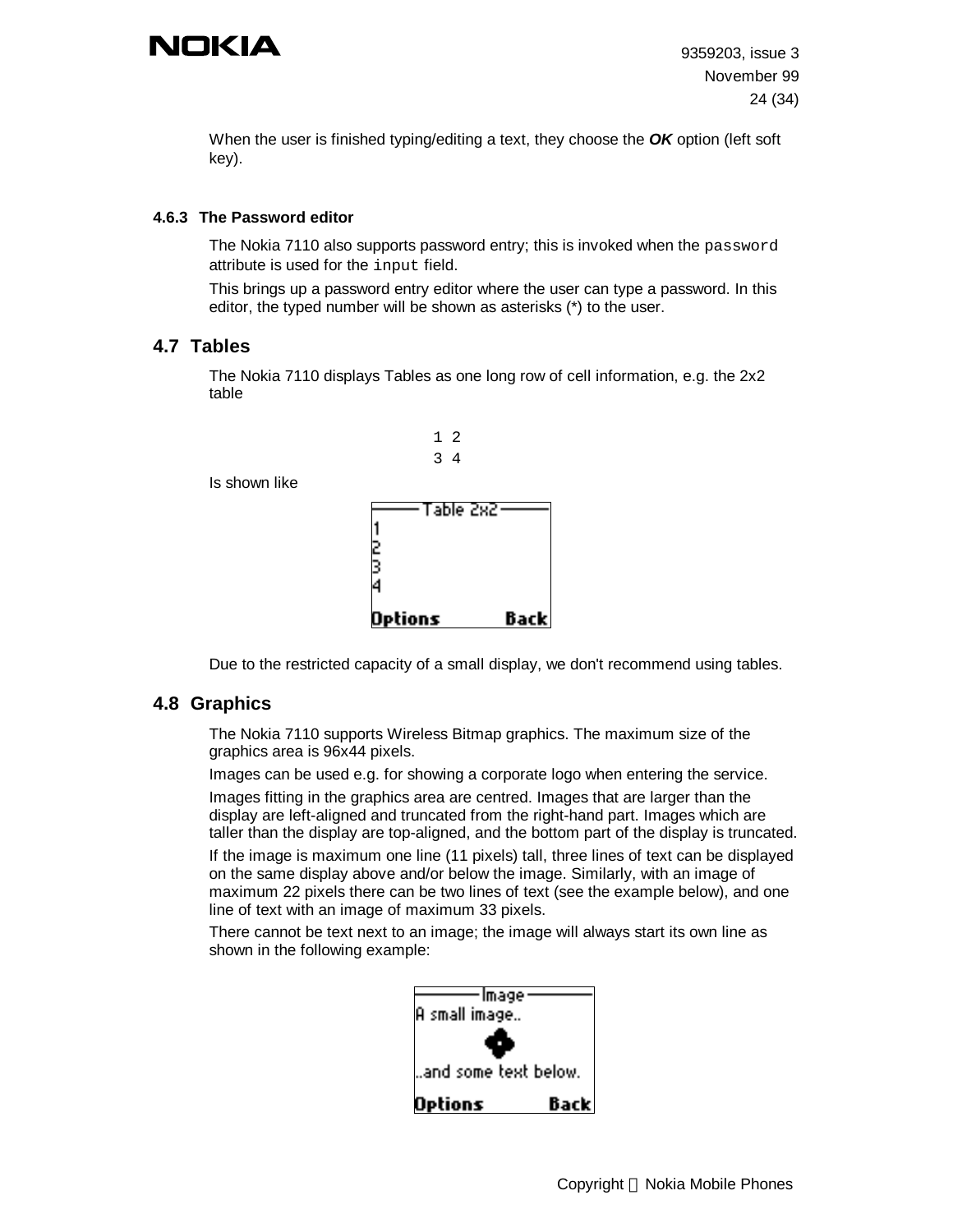When the user is finished typing/editing a text, they choose the ***OK*** option (left soft key).

#### 4.6.3 The Password editor

The Nokia 7110 also supports password entry; this is invoked when the `password` attribute is used for the `input` field.

This brings up a password entry editor where the user can type a password. In this editor, the typed number will be shown as asterisks (*) to the user.

## 4.7 Tables

The Nokia 7110 displays Tables as one long row of cell information, e.g. the 2x2 table

```
1 2
3 4
```

Is shown like

```
Table 2x2
1
2
3
4
Options        Back
```

Due to the restricted capacity of a small display, we don't recommend using tables.

## 4.8 Graphics

The Nokia 7110 supports Wireless Bitmap graphics. The maximum size of the graphics area is 96x44 pixels.

Images can be used e.g. for showing a corporate logo when entering the service.

Images fitting in the graphics area are centred. Images that are larger than the display are left-aligned and truncated from the right-hand part. Images which are taller than the display are top-aligned, and the bottom part of the display is truncated.

If the image is maximum one line (11 pixels) tall, three lines of text can be displayed on the same display above and/or below the image. Similarly, with an image of maximum 22 pixels there can be two lines of text (see the example below), and one line of text with an image of maximum 33 pixels.

There cannot be text next to an image; the image will always start its own line as shown in the following example:

```
Image
A small image..

..and some text below.
Options        Back
```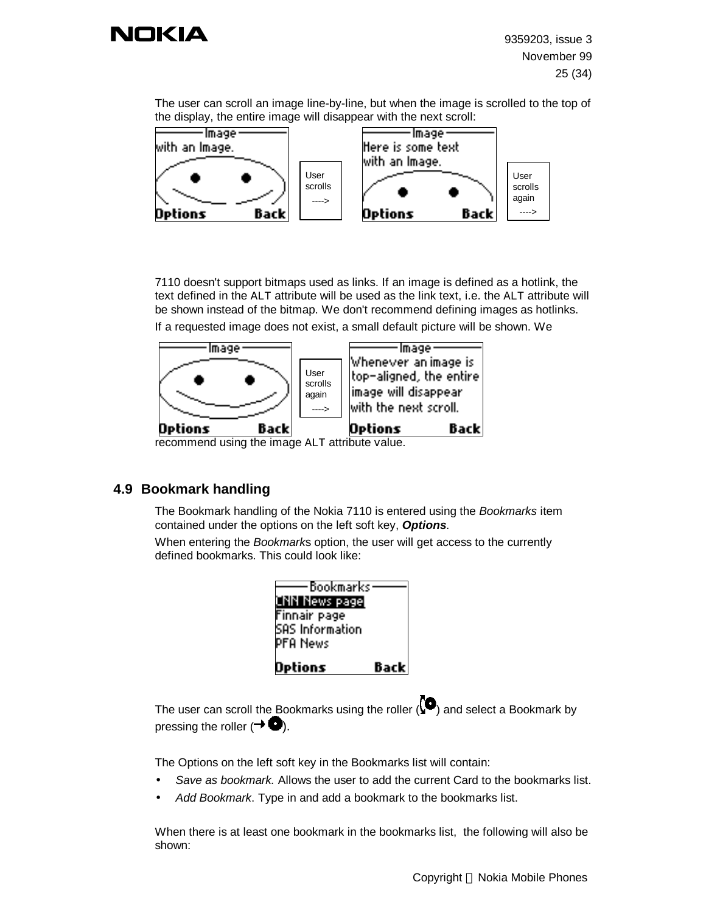The user can scroll an image line-by-line, but when the image is scrolled to the top of the display, the entire image will disappear with the next scroll:

7110 doesn't support bitmaps used as links. If an image is defined as a hotlink, the text defined in the ALT attribute will be used as the link text, i.e. the ALT attribute will be shown instead of the bitmap. We don't recommend defining images as hotlinks.

If a requested image does not exist, a small default picture will be shown. We recommend using the image ALT attribute value.

## 4.9 Bookmark handling

The Bookmark handling of the Nokia 7110 is entered using the *Bookmarks* item contained under the options on the left soft key, ***Options***.

When entering the *Bookmark*s option, the user will get access to the currently defined bookmarks. This could look like:

The user can scroll the Bookmarks using the roller ( ) and select a Bookmark by pressing the roller ( ).

The Options on the left soft key in the Bookmarks list will contain:

- *Save as bookmark.* Allows the user to add the current Card to the bookmarks list.
- *Add Bookmark*. Type in and add a bookmark to the bookmarks list.

When there is at least one bookmark in the bookmarks list, the following will also be shown: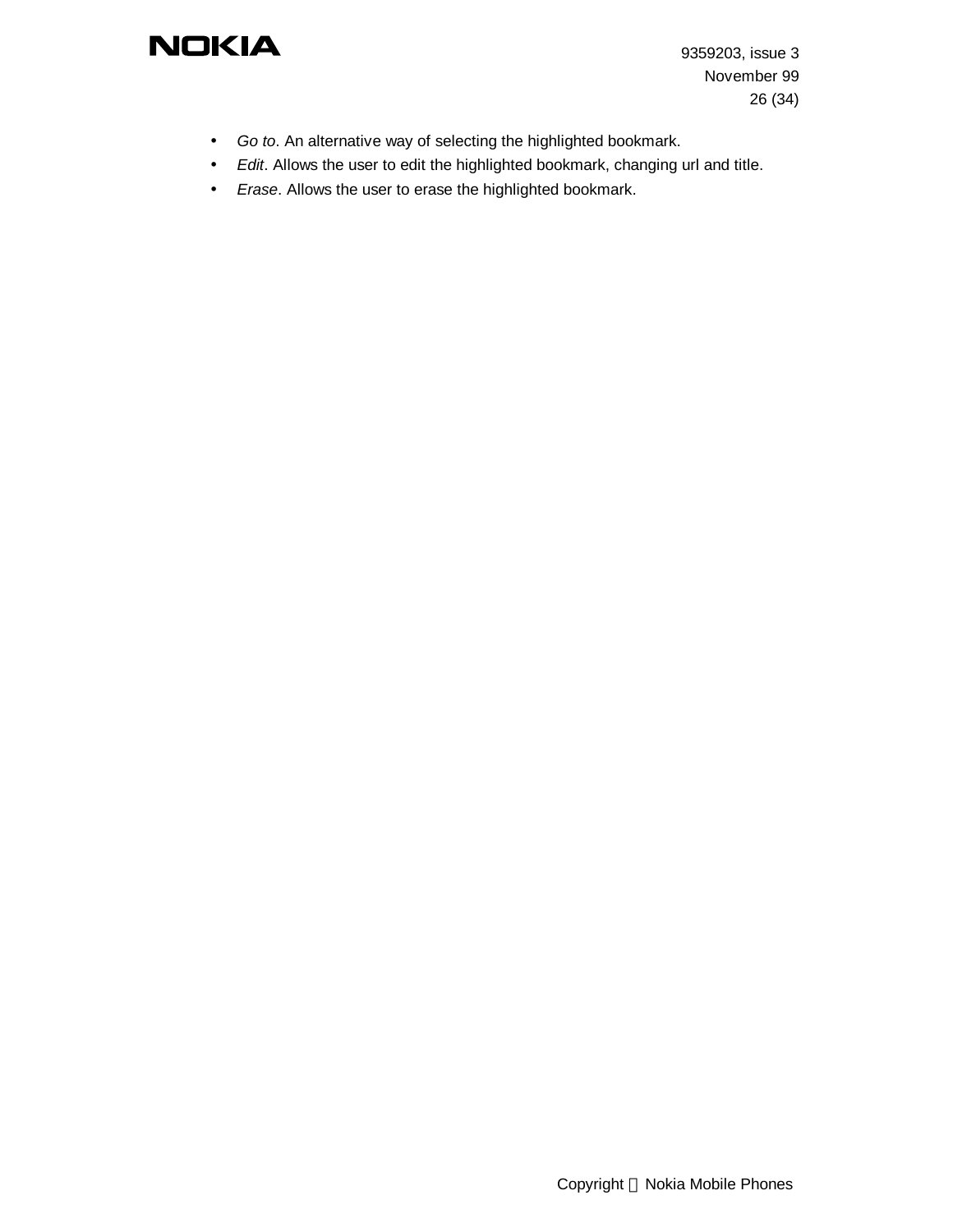- *Go to*. An alternative way of selecting the highlighted bookmark.
- *Edit*. Allows the user to edit the highlighted bookmark, changing url and title.
- *Erase*. Allows the user to erase the highlighted bookmark.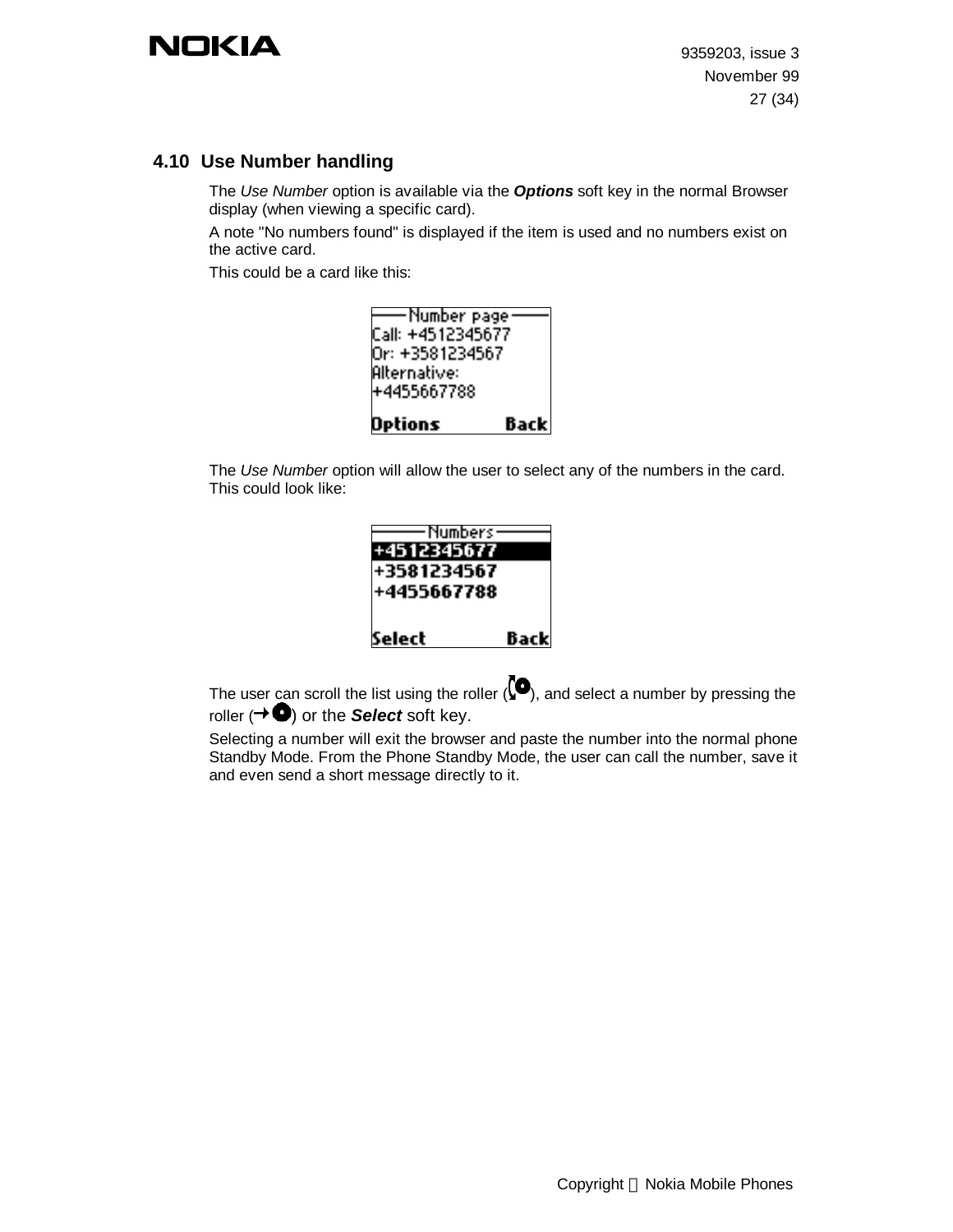## 4.10 Use Number handling

The *Use Number* option is available via the ***Options*** soft key in the normal Browser display (when viewing a specific card).

A note "No numbers found" is displayed if the item is used and no numbers exist on the active card.

This could be a card like this:

```
——Number page——
Call: +4512345677
Or: +3581234567
Alternative:
+4455667788

Options        Back
```

The *Use Number* option will allow the user to select any of the numbers in the card. This could look like:

```
——Numbers——
+4512345677
+3581234567
+4455667788

Select         Back
```

The user can scroll the list using the roller ( ), and select a number by pressing the roller ( ) or the ***Select*** soft key.

Selecting a number will exit the browser and paste the number into the normal phone Standby Mode. From the Phone Standby Mode, the user can call the number, save it and even send a short message directly to it.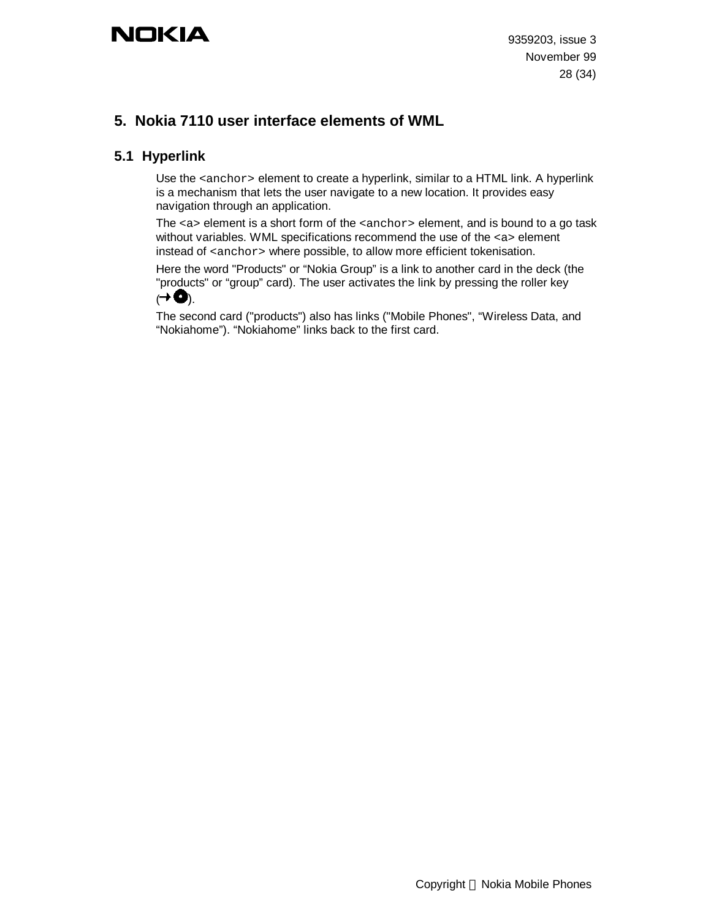## 5. Nokia 7110 user interface elements of WML

### 5.1 Hyperlink

Use the `<anchor>` element to create a hyperlink, similar to a HTML link. A hyperlink is a mechanism that lets the user navigate to a new location. It provides easy navigation through an application.

The `<a>` element is a short form of the `<anchor>` element, and is bound to a go task without variables. WML specifications recommend the use of the `<a>` element instead of `<anchor>` where possible, to allow more efficient tokenisation.

Here the word "Products" or “Nokia Group” is a link to another card in the deck (the "products" or “group” card). The user activates the link by pressing the roller key (→⦿).

The second card ("products") also has links ("Mobile Phones", “Wireless Data, and “Nokiahome”). “Nokiahome” links back to the first card.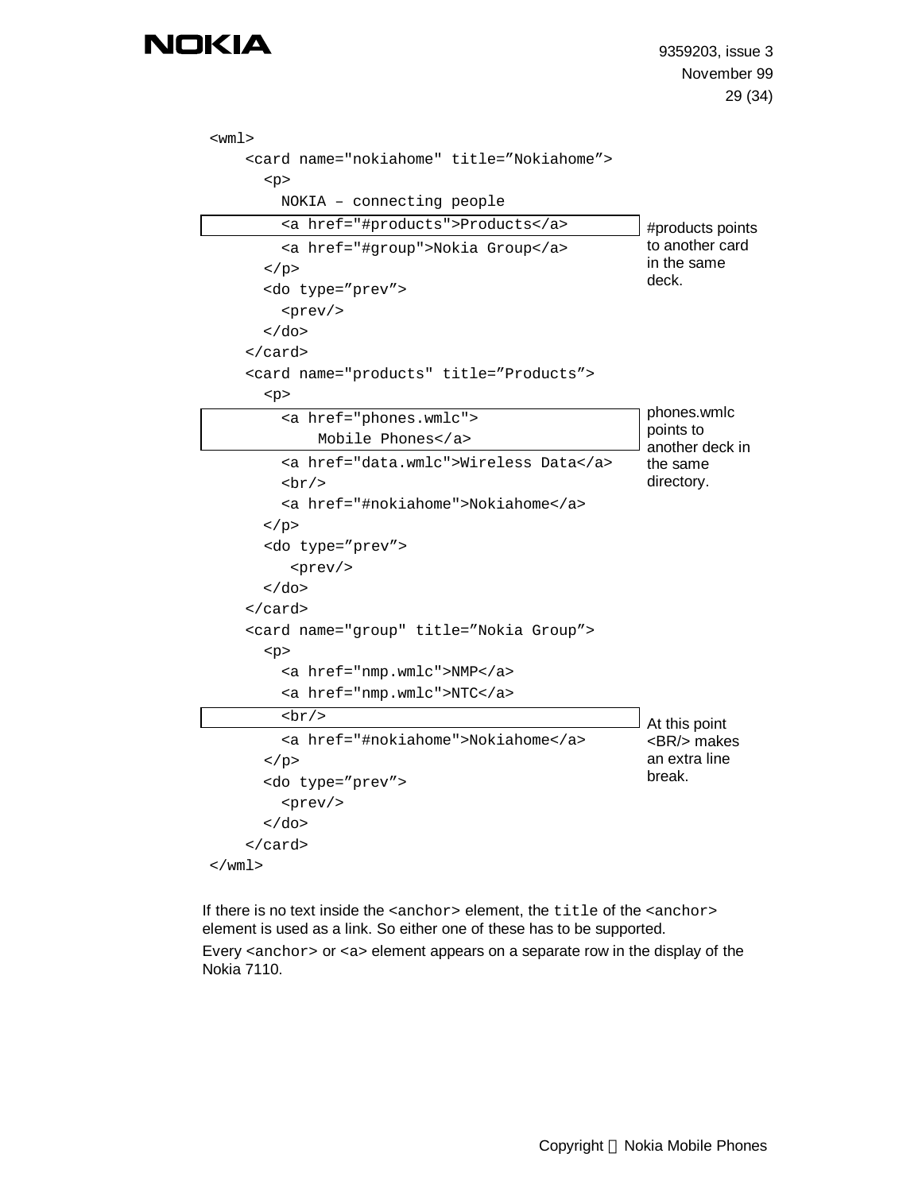```
<wml>
    <card name="nokiahome" title="Nokiahome">
      <p>
        NOKIA – connecting people
        <a href="#products">Products</a>
        <a href="#group">Nokia Group</a>
      </p>
      <do type="prev">
        <prev/>
      </do>
    </card>
    <card name="products" title="Products">
      <p>
        <a href="phones.wmlc">
            Mobile Phones</a>
        <a href="data.wmlc">Wireless Data</a>
        <br/>
        <a href="#nokiahome">Nokiahome</a>
      </p>
      <do type="prev">
         <prev/>
      </do>
    </card>
    <card name="group" title="Nokia Group">
      <p>
        <a href="nmp.wmlc">NMP</a>
        <a href="nmp.wmlc">NTC</a>
        <br/>
        <a href="#nokiahome">Nokiahome</a>
      </p>
      <do type="prev">
        <prev/>
      </do>
    </card>
</wml>
```

#products points to another card in the same deck.

phones.wmlc points to another deck in the same directory.

At this point <BR/> makes an extra line break.

If there is no text inside the `<anchor>` element, the `title` of the `<anchor>` element is used as a link. So either one of these has to be supported.

Every `<anchor>` or `<a>` element appears on a separate row in the display of the Nokia 7110.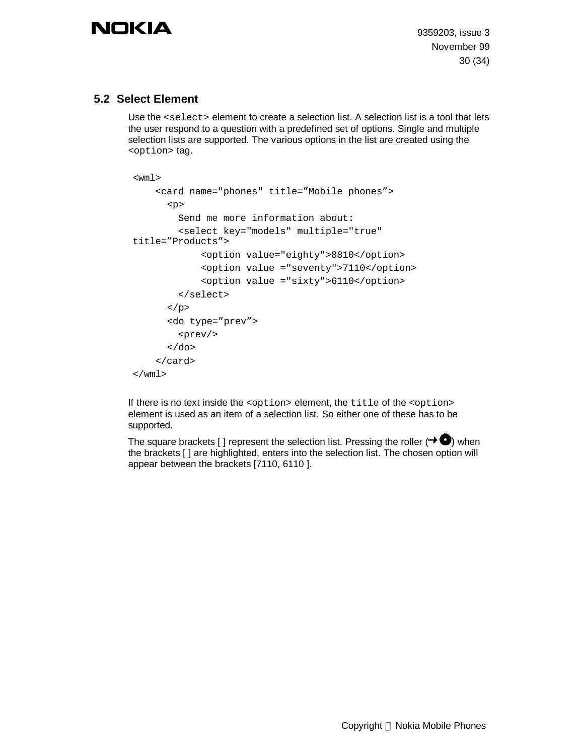## 5.2 Select Element

Use the `<select>` element to create a selection list. A selection list is a tool that lets the user respond to a question with a predefined set of options. Single and multiple selection lists are supported. The various options in the list are created using the `<option>` tag.

```
<wml>
    <card name="phones" title=”Mobile phones”>
      <p>
        Send me more information about:
        <select key="models" multiple="true"
title=”Products”>
            <option value="eighty">8810</option>
            <option value ="seventy">7110</option>
            <option value ="sixty">6110</option>
        </select>
      </p>
      <do type=”prev”>
        <prev/>
      </do>
    </card>
</wml>
```

If there is no text inside the `<option>` element, the `title` of the `<option>` element is used as an item of a selection list. So either one of these has to be supported.

The square brackets [ ] represent the selection list. Pressing the roller (→●) when the brackets [ ] are highlighted, enters into the selection list. The chosen option will appear between the brackets [7110, 6110 ].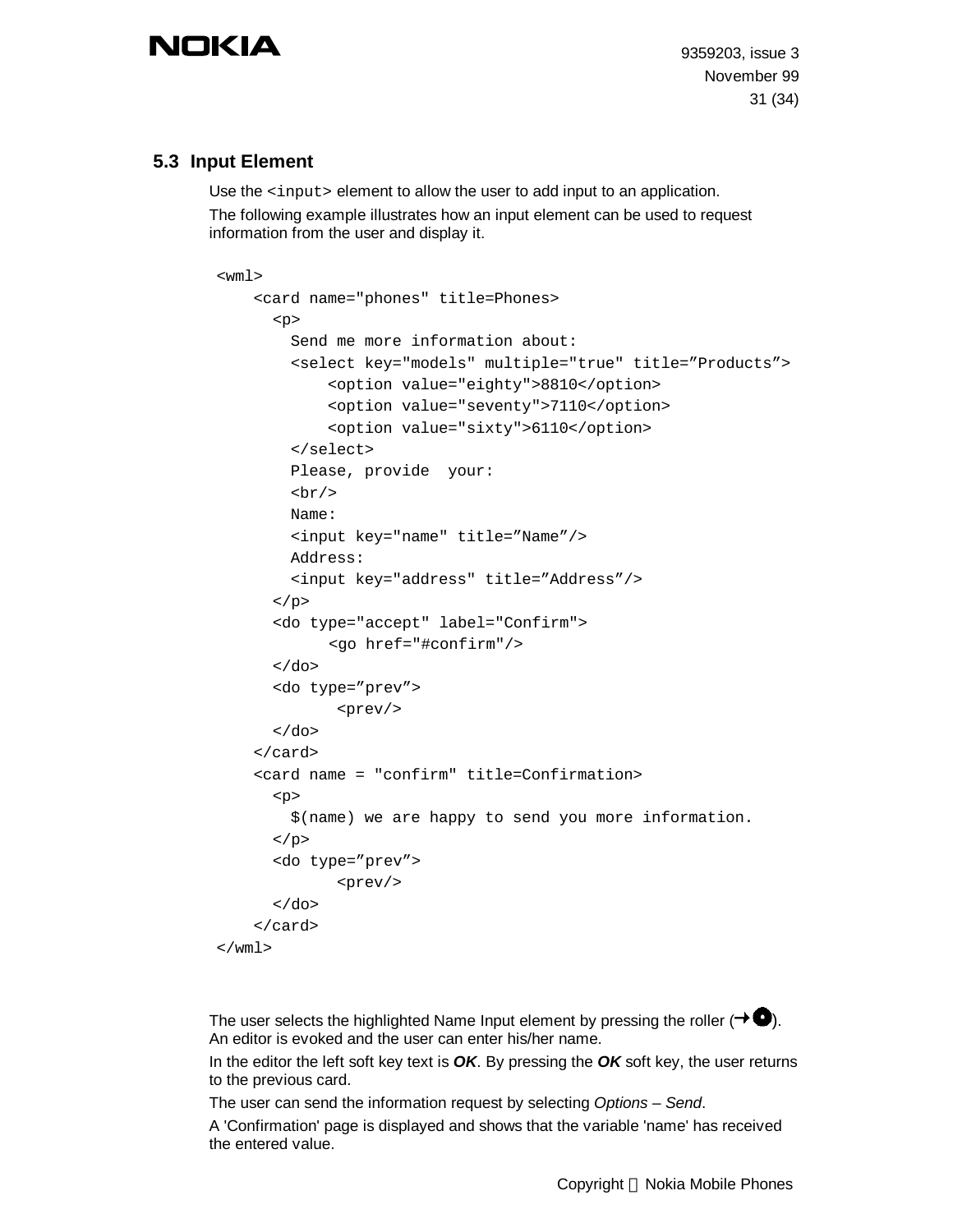### 5.3 Input Element

Use the `<input>` element to allow the user to add input to an application.

The following example illustrates how an input element can be used to request information from the user and display it.

```
<wml>
    <card name="phones" title=Phones>
      <p>
        Send me more information about:
        <select key="models" multiple="true" title=”Products”>
            <option value="eighty">8810</option>
            <option value="seventy">7110</option>
            <option value="sixty">6110</option>
        </select>
        Please, provide  your:
        <br/>
        Name:
        <input key="name" title=”Name”/>
        Address:
        <input key="address" title=”Address”/>
      </p>
      <do type="accept" label="Confirm">
            <go href="#confirm"/>
      </do>
      <do type=”prev”>
             <prev/>
      </do>
    </card>
    <card name = "confirm" title=Confirmation>
      <p>
        $(name) we are happy to send you more information.
      </p>
      <do type=”prev”>
             <prev/>
      </do>
    </card>
</wml>
```

The user selects the highlighted Name Input element by pressing the roller (→●). An editor is evoked and the user can enter his/her name.

In the editor the left soft key text is ***OK***. By pressing the ***OK*** soft key, the user returns to the previous card.

The user can send the information request by selecting *Options – Send*.

A 'Confirmation' page is displayed and shows that the variable 'name' has received the entered value.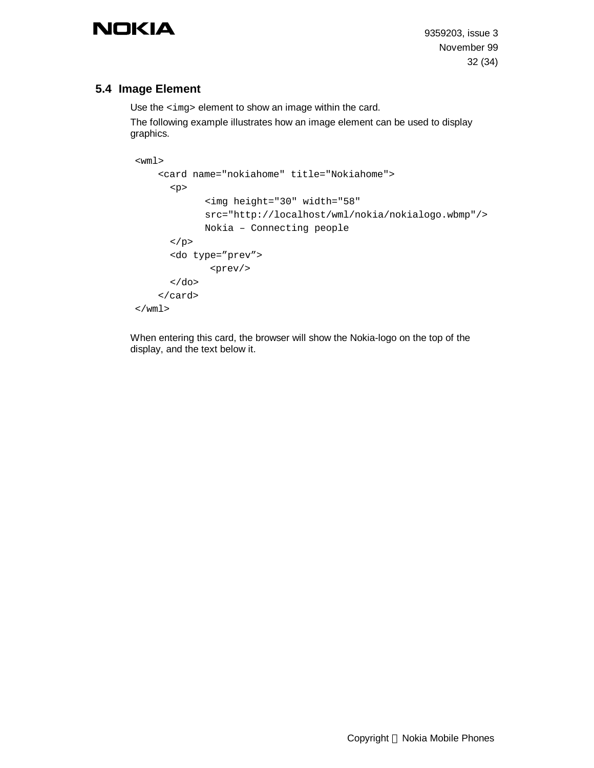## 5.4 Image Element

Use the `<img>` element to show an image within the card.

The following example illustrates how an image element can be used to display graphics.

```
<wml>
    <card name="nokiahome" title="Nokiahome">
      <p>
            <img height="30" width="58"
            src="http://localhost/wml/nokia/nokialogo.wbmp"/>
            Nokia – Connecting people
      </p>
      <do type=”prev”>
             <prev/>
      </do>
    </card>
</wml>
```

When entering this card, the browser will show the Nokia-logo on the top of the display, and the text below it.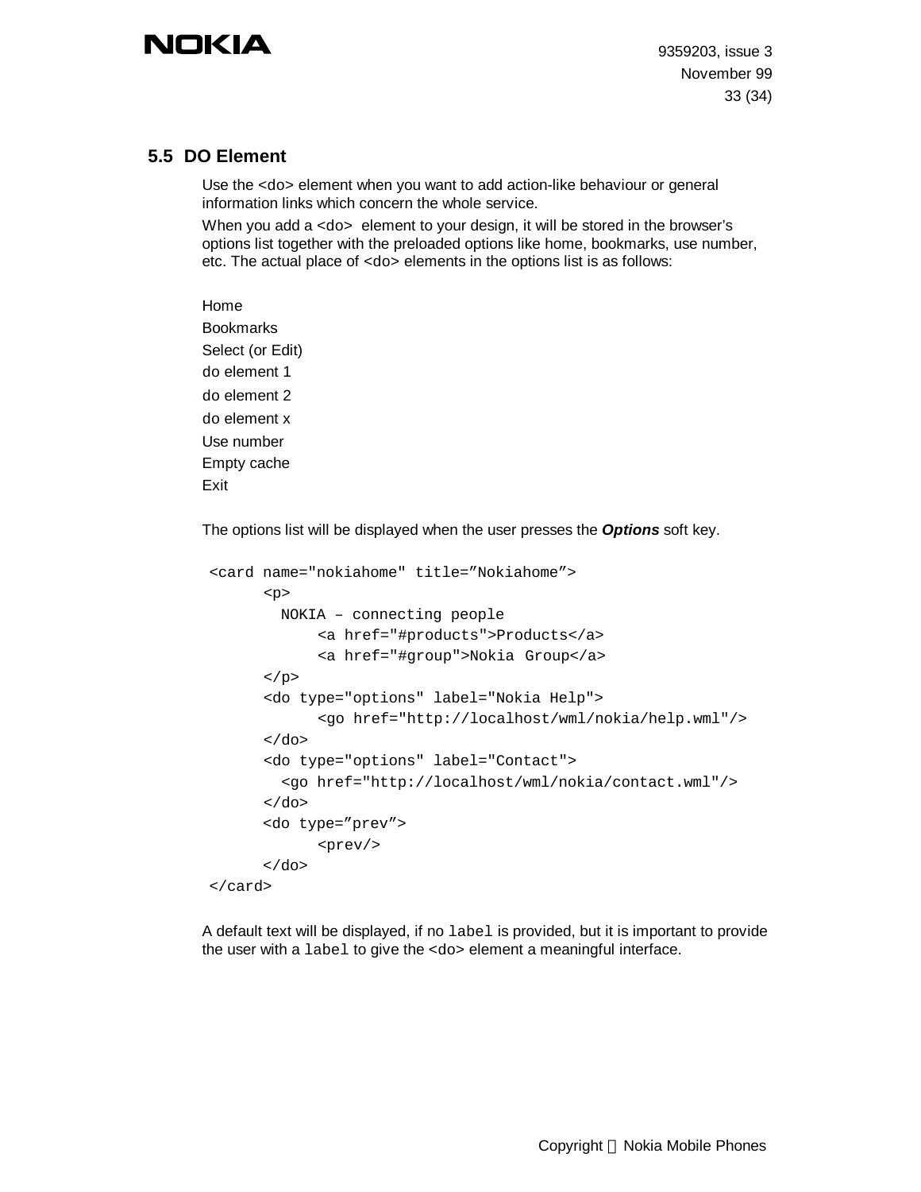## 5.5 DO Element

Use the <do> element when you want to add action-like behaviour or general information links which concern the whole service.

When you add a <do> element to your design, it will be stored in the browser's options list together with the preloaded options like home, bookmarks, use number, etc. The actual place of <do> elements in the options list is as follows:

Home
Bookmarks
Select (or Edit)
do element 1
do element 2
do element x
Use number
Empty cache
Exit

The options list will be displayed when the user presses the ***Options*** soft key.

```
<card name="nokiahome" title=”Nokiahome”>
      <p>
        NOKIA – connecting people
            <a href="#products">Products</a>
            <a href="#group">Nokia Group</a>
      </p>
      <do type="options" label="Nokia Help">
            <go href="http://localhost/wml/nokia/help.wml"/>
      </do>
      <do type="options" label="Contact">
        <go href="http://localhost/wml/nokia/contact.wml"/>
      </do>
      <do type=”prev”>
            <prev/>
      </do>
</card>
```

A default text will be displayed, if no `label` is provided, but it is important to provide the user with a `label` to give the <do> element a meaningful interface.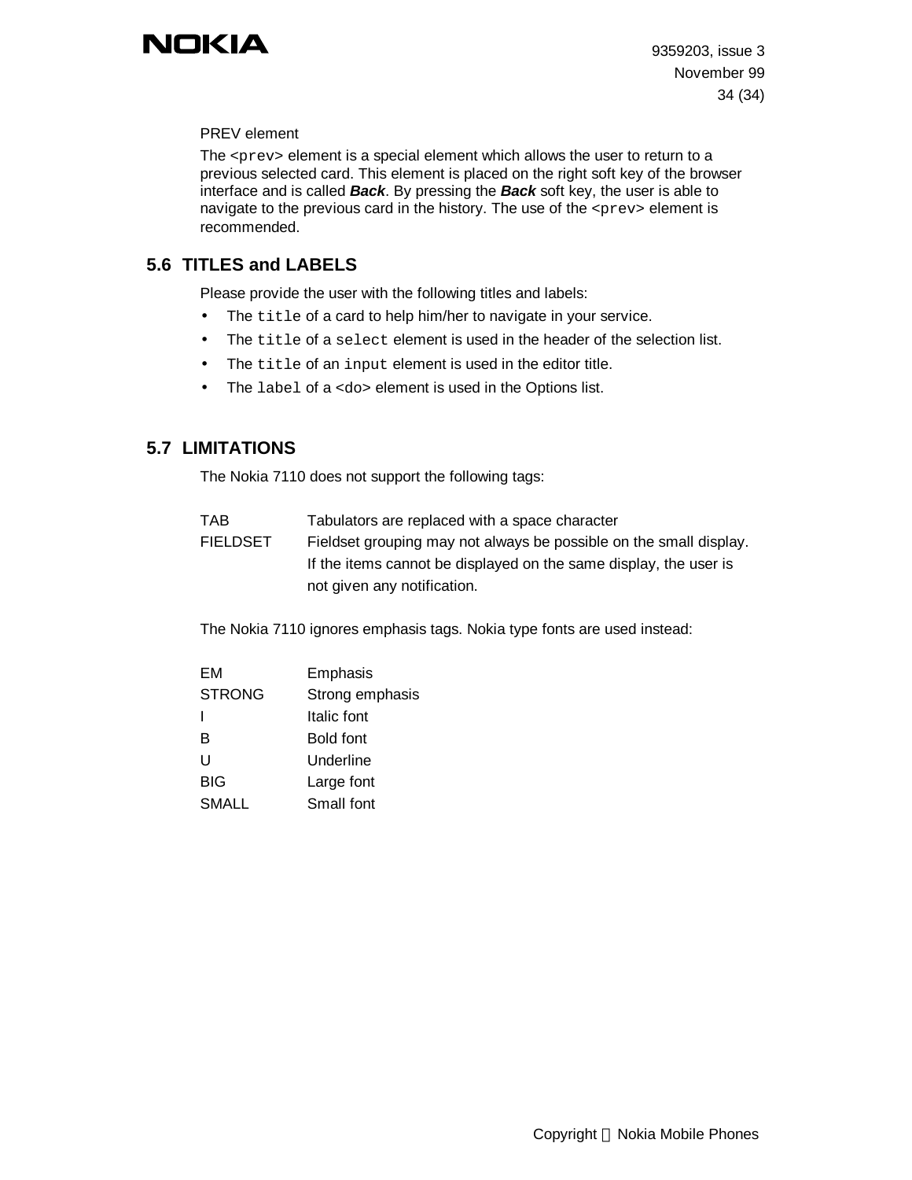PREV element

The `<prev>` element is a special element which allows the user to return to a previous selected card. This element is placed on the right soft key of the browser interface and is called ***Back***. By pressing the ***Back*** soft key, the user is able to navigate to the previous card in the history. The use of the `<prev>` element is recommended.

## 5.6 TITLES and LABELS

Please provide the user with the following titles and labels:

- The `title` of a card to help him/her to navigate in your service.
- The `title` of a `select` element is used in the header of the selection list.
- The `title` of an `input` element is used in the editor title.
- The `label` of a `<do>` element is used in the Options list.

## 5.7 LIMITATIONS

The Nokia 7110 does not support the following tags:

| | |
|---|---|
| TAB | Tabulators are replaced with a space character |
| FIELDSET | Fieldset grouping may not always be possible on the small display. If the items cannot be displayed on the same display, the user is not given any notification. |

The Nokia 7110 ignores emphasis tags. Nokia type fonts are used instead:

| | |
|---|---|
| EM | Emphasis |
| STRONG | Strong emphasis |
| I | Italic font |
| B | Bold font |
| U | Underline |
| BIG | Large font |
| SMALL | Small font |